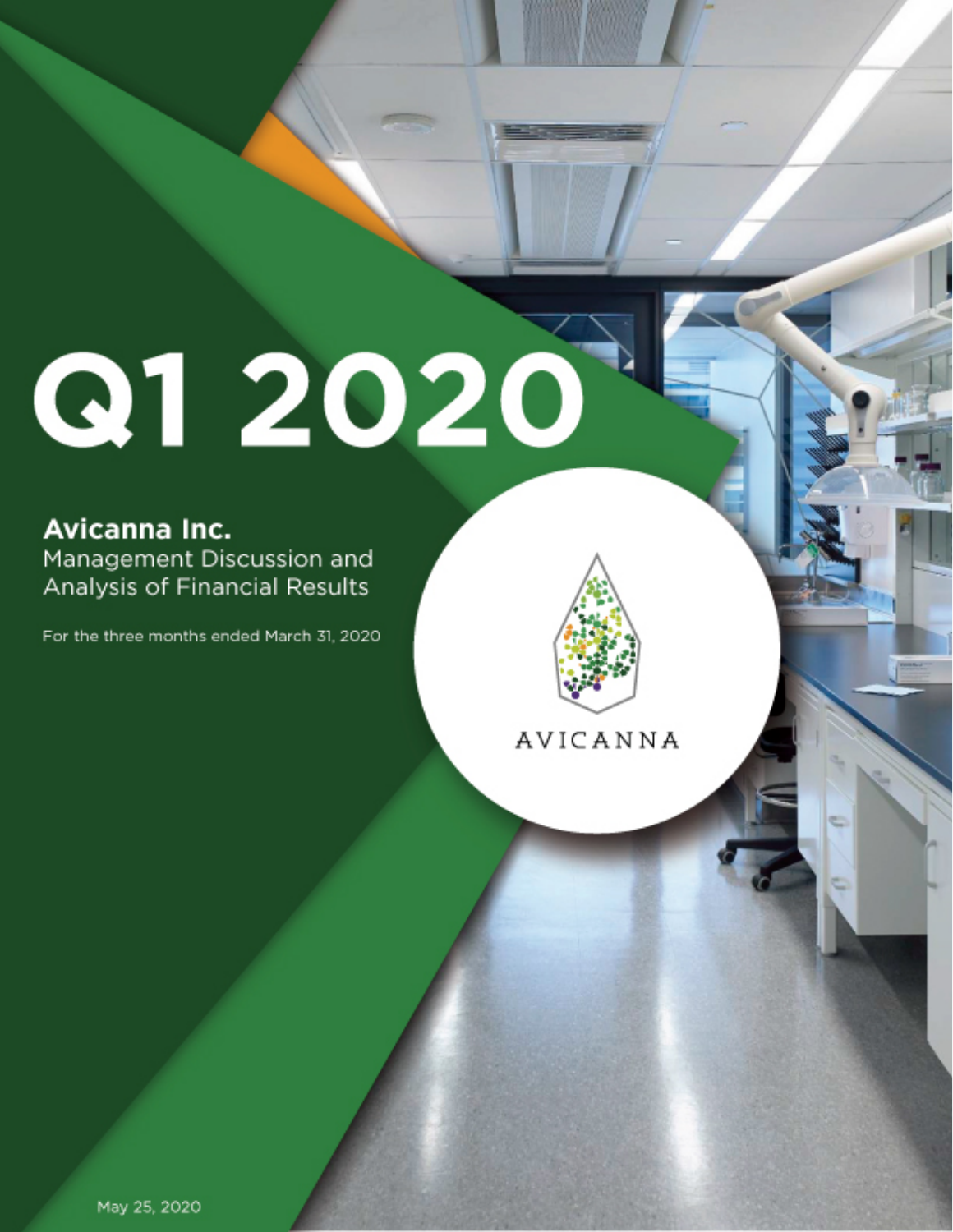# Q1 2020

## Avicanna Inc.

Management Discussion and Analysis of Financial Results

For the three months ended March 31, 2020

AVICANNA

May 25, 2020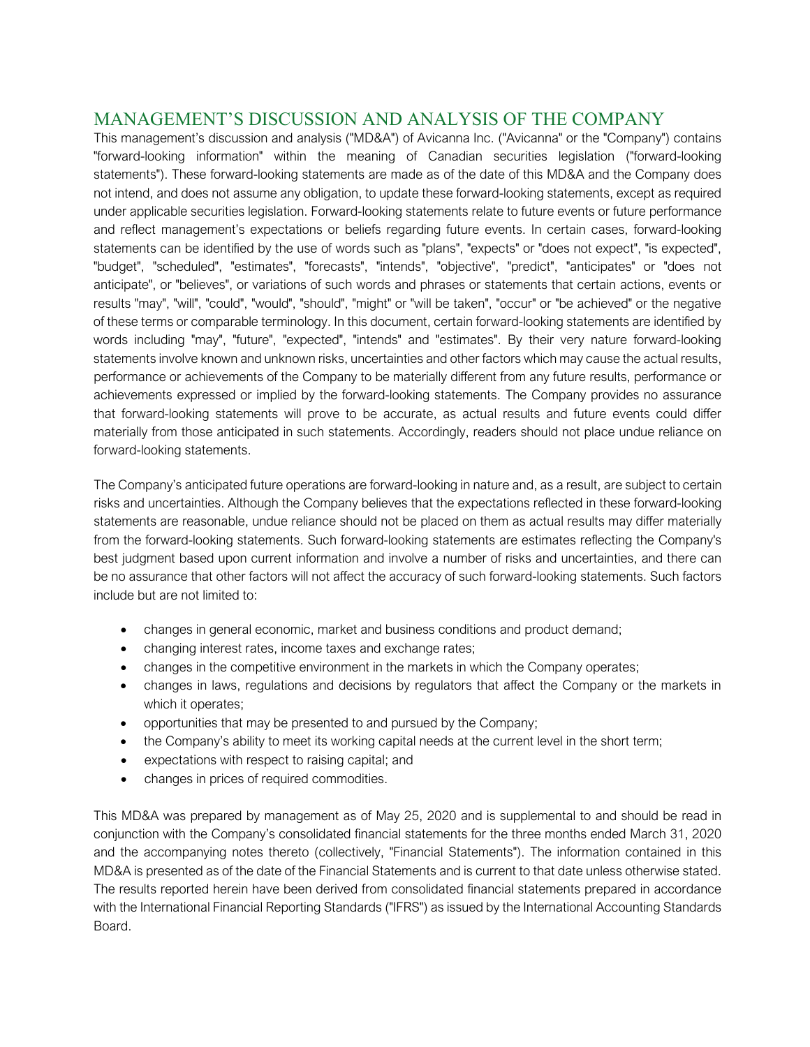# MANAGEMENT'S DISCUSSION AND ANALYSIS OF THE COMPANY

This management's discussion and analysis ("MD&A") of Avicanna Inc. ("Avicanna" or the "Company") contains "forward-looking information" within the meaning of Canadian securities legislation ("forward-looking statements"). These forward-looking statements are made as of the date of this MD&A and the Company does not intend, and does not assume any obligation, to update these forward-looking statements, except as required under applicable securities legislation. Forward-looking statements relate to future events or future performance and reflect management's expectations or beliefs regarding future events. In certain cases, forward-looking statements can be identified by the use of words such as "plans", "expects" or "does not expect", "is expected", "budget", "scheduled", "estimates", "forecasts", "intends", "objective", "predict", "anticipates" or "does not anticipate", or "believes", or variations of such words and phrases or statements that certain actions, events or results "may", "will", "could", "would", "should", "might" or "will be taken", "occur" or "be achieved" or the negative of these terms or comparable terminology. In this document, certain forward-looking statements are identified by words including "may", "future", "expected", "intends" and "estimates". By their very nature forward-looking statements involve known and unknown risks, uncertainties and other factors which may cause the actual results, performance or achievements of the Company to be materially different from any future results, performance or achievements expressed or implied by the forward-looking statements. The Company provides no assurance that forward-looking statements will prove to be accurate, as actual results and future events could differ materially from those anticipated in such statements. Accordingly, readers should not place undue reliance on forward-looking statements.

The Company's anticipated future operations are forward-looking in nature and, as a result, are subject to certain risks and uncertainties. Although the Company believes that the expectations reflected in these forward-looking statements are reasonable, undue reliance should not be placed on them as actual results may differ materially from the forward-looking statements. Such forward-looking statements are estimates reflecting the Company's best judgment based upon current information and involve a number of risks and uncertainties, and there can be no assurance that other factors will not affect the accuracy of such forward-looking statements. Such factors include but are not limited to:

- changes in general economic, market and business conditions and product demand;
- changing interest rates, income taxes and exchange rates;
- changes in the competitive environment in the markets in which the Company operates;
- changes in laws, regulations and decisions by regulators that affect the Company or the markets in which it operates;
- opportunities that may be presented to and pursued by the Company;
- the Company's ability to meet its working capital needs at the current level in the short term;
- expectations with respect to raising capital; and
- changes in prices of required commodities.

This MD&A was prepared by management as of May 25, 2020 and is supplemental to and should be read in conjunction with the Company's consolidated financial statements for the three months ended March 31, 2020 and the accompanying notes thereto (collectively, "Financial Statements"). The information contained in this MD&A is presented as of the date of the Financial Statements and is current to that date unless otherwise stated. The results reported herein have been derived from consolidated financial statements prepared in accordance with the International Financial Reporting Standards ("IFRS") as issued by the International Accounting Standards Board.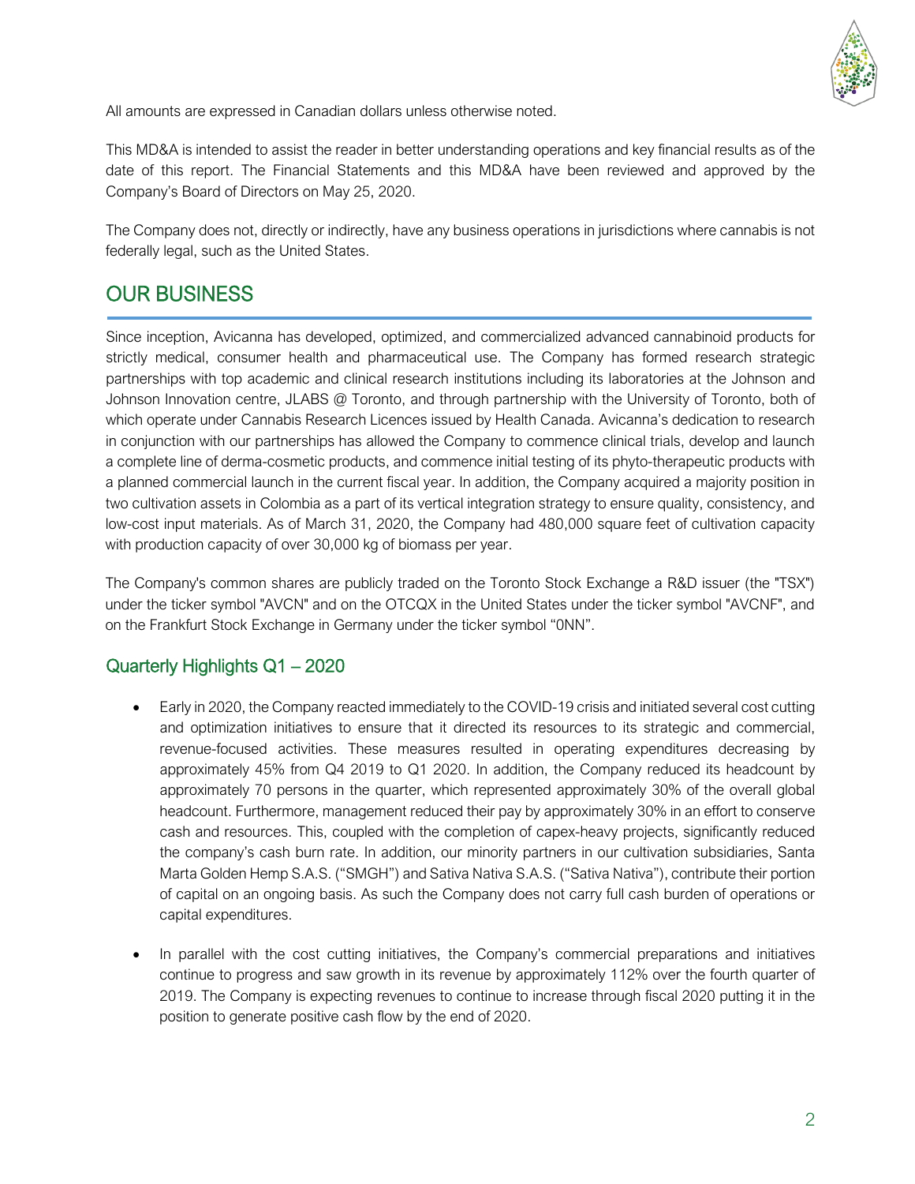All amounts are expressed in Canadian dollars unless otherwise noted.

This MD&A is intended to assist the reader in better understanding operations and key financial results as of the date of this report. The Financial Statements and this MD&A have been reviewed and approved by the Company's Board of Directors on May 25, 2020.

The Company does not, directly or indirectly, have any business operations in jurisdictions where cannabis is not federally legal, such as the United States.

## OUR BUSINESS

Since inception, Avicanna has developed, optimized, and commercialized advanced cannabinoid products for strictly medical, consumer health and pharmaceutical use. The Company has formed research strategic partnerships with top academic and clinical research institutions including its laboratories at the Johnson and Johnson Innovation centre, JLABS @ Toronto, and through partnership with the University of Toronto, both of which operate under Cannabis Research Licences issued by Health Canada. Avicanna's dedication to research in conjunction with our partnerships has allowed the Company to commence clinical trials, develop and launch a complete line of derma-cosmetic products, and commence initial testing of its phyto-therapeutic products with a planned commercial launch in the current fiscal year. In addition, the Company acquired a majority position in two cultivation assets in Colombia as a part of its vertical integration strategy to ensure quality, consistency, and low-cost input materials. As of March 31, 2020, the Company had 480,000 square feet of cultivation capacity with production capacity of over 30,000 kg of biomass per year.

The Company's common shares are publicly traded on the Toronto Stock Exchange a R&D issuer (the "TSX") under the ticker symbol "AVCN" and on the OTCQX in the United States under the ticker symbol "AVCNF", and on the Frankfurt Stock Exchange in Germany under the ticker symbol "0NN".

### Quarterly Highlights Q1 – 2020

- Early in 2020, the Company reacted immediately to the COVID-19 crisis and initiated several cost cutting and optimization initiatives to ensure that it directed its resources to its strategic and commercial, revenue-focused activities. These measures resulted in operating expenditures decreasing by approximately 45% from Q4 2019 to Q1 2020. In addition, the Company reduced its headcount by approximately 70 persons in the quarter, which represented approximately 30% of the overall global headcount. Furthermore, management reduced their pay by approximately 30% in an effort to conserve cash and resources. This, coupled with the completion of capex-heavy projects, significantly reduced the company's cash burn rate. In addition, our minority partners in our cultivation subsidiaries, Santa Marta Golden Hemp S.A.S. ("SMGH") and Sativa Nativa S.A.S. ("Sativa Nativa"), contribute their portion of capital on an ongoing basis. As such the Company does not carry full cash burden of operations or capital expenditures.

- In parallel with the cost cutting initiatives, the Company's commercial preparations and initiatives continue to progress and saw growth in its revenue by approximately 112% over the fourth quarter of 2019. The Company is expecting revenues to continue to increase through fiscal 2020 putting it in the position to generate positive cash flow by the end of 2020.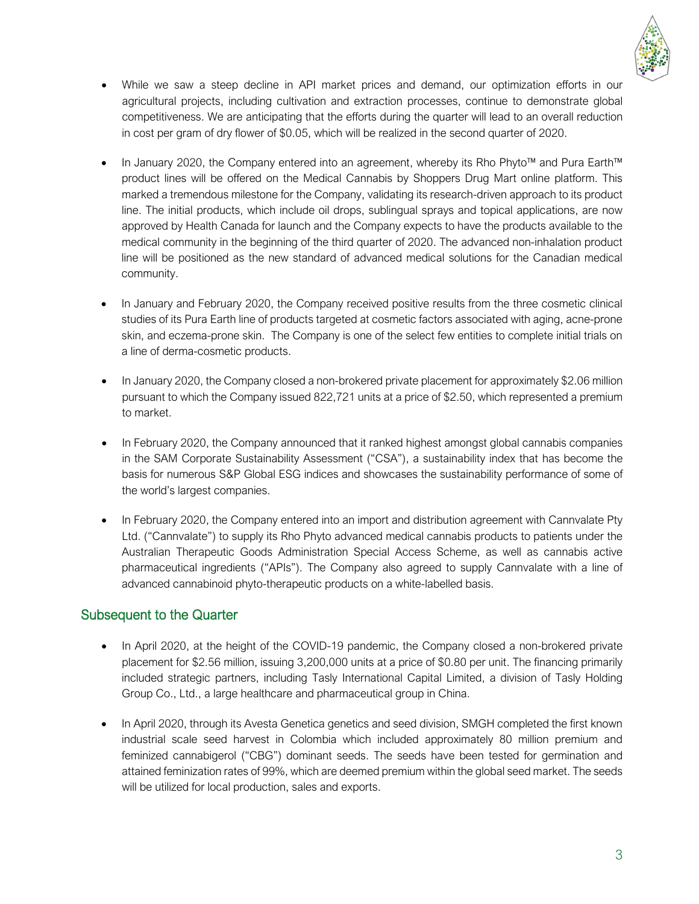- While we saw a steep decline in API market prices and demand, our optimization efforts in our agricultural projects, including cultivation and extraction processes, continue to demonstrate global competitiveness. We are anticipating that the efforts during the quarter will lead to an overall reduction in cost per gram of dry flower of $0.05, which will be realized in the second quarter of 2020.

- In January 2020, the Company entered into an agreement, whereby its Rho Phyto™ and Pura Earth™ product lines will be offered on the Medical Cannabis by Shoppers Drug Mart online platform. This marked a tremendous milestone for the Company, validating its research-driven approach to its product line. The initial products, which include oil drops, sublingual sprays and topical applications, are now approved by Health Canada for launch and the Company expects to have the products available to the medical community in the beginning of the third quarter of 2020. The advanced non-inhalation product line will be positioned as the new standard of advanced medical solutions for the Canadian medical community.

- In January and February 2020, the Company received positive results from the three cosmetic clinical studies of its Pura Earth line of products targeted at cosmetic factors associated with aging, acne-prone skin, and eczema-prone skin. The Company is one of the select few entities to complete initial trials on a line of derma-cosmetic products.

- In January 2020, the Company closed a non-brokered private placement for approximately $2.06 million pursuant to which the Company issued 822,721 units at a price of $2.50, which represented a premium to market.

- In February 2020, the Company announced that it ranked highest amongst global cannabis companies in the SAM Corporate Sustainability Assessment ("CSA"), a sustainability index that has become the basis for numerous S&P Global ESG indices and showcases the sustainability performance of some of the world's largest companies.

- In February 2020, the Company entered into an import and distribution agreement with Cannvalate Pty Ltd. ("Cannvalate") to supply its Rho Phyto advanced medical cannabis products to patients under the Australian Therapeutic Goods Administration Special Access Scheme, as well as cannabis active pharmaceutical ingredients ("APIs"). The Company also agreed to supply Cannvalate with a line of advanced cannabinoid phyto-therapeutic products on a white-labelled basis.

## Subsequent to the Quarter

- In April 2020, at the height of the COVID-19 pandemic, the Company closed a non-brokered private placement for $2.56 million, issuing 3,200,000 units at a price of $0.80 per unit. The financing primarily included strategic partners, including Tasly International Capital Limited, a division of Tasly Holding Group Co., Ltd., a large healthcare and pharmaceutical group in China.

- In April 2020, through its Avesta Genetica genetics and seed division, SMGH completed the first known industrial scale seed harvest in Colombia which included approximately 80 million premium and feminized cannabigerol ("CBG") dominant seeds. The seeds have been tested for germination and attained feminization rates of 99%, which are deemed premium within the global seed market. The seeds will be utilized for local production, sales and exports.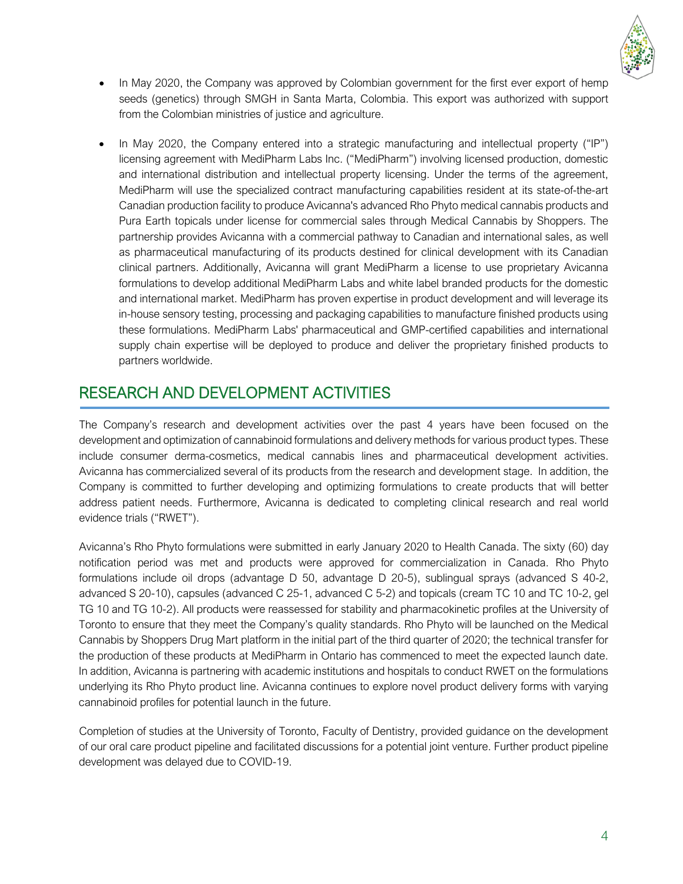- In May 2020, the Company was approved by Colombian government for the first ever export of hemp seeds (genetics) through SMGH in Santa Marta, Colombia. This export was authorized with support from the Colombian ministries of justice and agriculture.

- In May 2020, the Company entered into a strategic manufacturing and intellectual property ("IP") licensing agreement with MediPharm Labs Inc. ("MediPharm") involving licensed production, domestic and international distribution and intellectual property licensing. Under the terms of the agreement, MediPharm will use the specialized contract manufacturing capabilities resident at its state-of-the-art Canadian production facility to produce Avicanna's advanced Rho Phyto medical cannabis products and Pura Earth topicals under license for commercial sales through Medical Cannabis by Shoppers. The partnership provides Avicanna with a commercial pathway to Canadian and international sales, as well as pharmaceutical manufacturing of its products destined for clinical development with its Canadian clinical partners. Additionally, Avicanna will grant MediPharm a license to use proprietary Avicanna formulations to develop additional MediPharm Labs and white label branded products for the domestic and international market. MediPharm has proven expertise in product development and will leverage its in-house sensory testing, processing and packaging capabilities to manufacture finished products using these formulations. MediPharm Labs' pharmaceutical and GMP-certified capabilities and international supply chain expertise will be deployed to produce and deliver the proprietary finished products to partners worldwide.

## RESEARCH AND DEVELOPMENT ACTIVITIES

The Company's research and development activities over the past 4 years have been focused on the development and optimization of cannabinoid formulations and delivery methods for various product types. These include consumer derma-cosmetics, medical cannabis lines and pharmaceutical development activities. Avicanna has commercialized several of its products from the research and development stage. In addition, the Company is committed to further developing and optimizing formulations to create products that will better address patient needs. Furthermore, Avicanna is dedicated to completing clinical research and real world evidence trials ("RWET").

Avicanna's Rho Phyto formulations were submitted in early January 2020 to Health Canada. The sixty (60) day notification period was met and products were approved for commercialization in Canada. Rho Phyto formulations include oil drops (advantage D 50, advantage D 20-5), sublingual sprays (advanced S 40-2, advanced S 20-10), capsules (advanced C 25-1, advanced C 5-2) and topicals (cream TC 10 and TC 10-2, gel TG 10 and TG 10-2). All products were reassessed for stability and pharmacokinetic profiles at the University of Toronto to ensure that they meet the Company's quality standards. Rho Phyto will be launched on the Medical Cannabis by Shoppers Drug Mart platform in the initial part of the third quarter of 2020; the technical transfer for the production of these products at MediPharm in Ontario has commenced to meet the expected launch date. In addition, Avicanna is partnering with academic institutions and hospitals to conduct RWET on the formulations underlying its Rho Phyto product line. Avicanna continues to explore novel product delivery forms with varying cannabinoid profiles for potential launch in the future.

Completion of studies at the University of Toronto, Faculty of Dentistry, provided guidance on the development of our oral care product pipeline and facilitated discussions for a potential joint venture. Further product pipeline development was delayed due to COVID-19.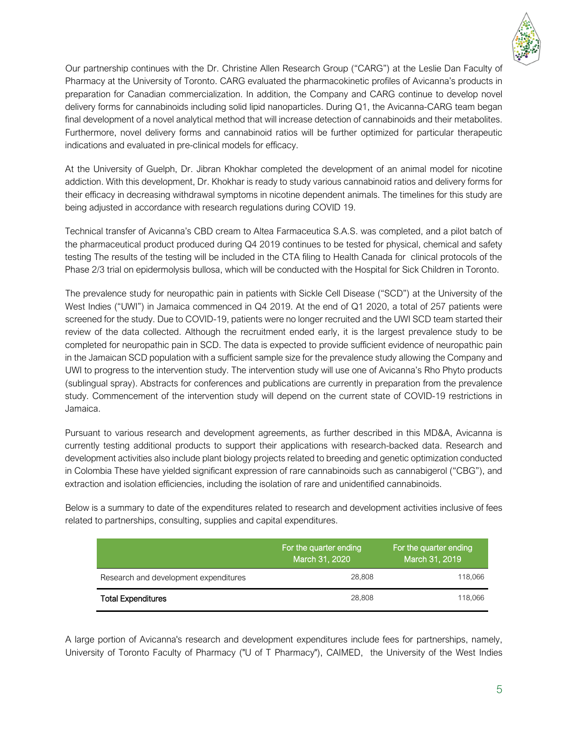Our partnership continues with the Dr. Christine Allen Research Group ("CARG") at the Leslie Dan Faculty of Pharmacy at the University of Toronto. CARG evaluated the pharmacokinetic profiles of Avicanna's products in preparation for Canadian commercialization. In addition, the Company and CARG continue to develop novel delivery forms for cannabinoids including solid lipid nanoparticles. During Q1, the Avicanna-CARG team began final development of a novel analytical method that will increase detection of cannabinoids and their metabolites. Furthermore, novel delivery forms and cannabinoid ratios will be further optimized for particular therapeutic indications and evaluated in pre-clinical models for efficacy.

At the University of Guelph, Dr. Jibran Khokhar completed the development of an animal model for nicotine addiction. With this development, Dr. Khokhar is ready to study various cannabinoid ratios and delivery forms for their efficacy in decreasing withdrawal symptoms in nicotine dependent animals. The timelines for this study are being adjusted in accordance with research regulations during COVID 19.

Technical transfer of Avicanna's CBD cream to Altea Farmaceutica S.A.S. was completed, and a pilot batch of the pharmaceutical product produced during Q4 2019 continues to be tested for physical, chemical and safety testing The results of the testing will be included in the CTA filing to Health Canada for clinical protocols of the Phase 2/3 trial on epidermolysis bullosa, which will be conducted with the Hospital for Sick Children in Toronto.

The prevalence study for neuropathic pain in patients with Sickle Cell Disease ("SCD") at the University of the West Indies ("UWI") in Jamaica commenced in Q4 2019. At the end of Q1 2020, a total of 257 patients were screened for the study. Due to COVID-19, patients were no longer recruited and the UWI SCD team started their review of the data collected. Although the recruitment ended early, it is the largest prevalence study to be completed for neuropathic pain in SCD. The data is expected to provide sufficient evidence of neuropathic pain in the Jamaican SCD population with a sufficient sample size for the prevalence study allowing the Company and UWI to progress to the intervention study. The intervention study will use one of Avicanna's Rho Phyto products (sublingual spray). Abstracts for conferences and publications are currently in preparation from the prevalence study. Commencement of the intervention study will depend on the current state of COVID-19 restrictions in Jamaica.

Pursuant to various research and development agreements, as further described in this MD&A, Avicanna is currently testing additional products to support their applications with research-backed data. Research and development activities also include plant biology projects related to breeding and genetic optimization conducted in Colombia These have yielded significant expression of rare cannabinoids such as cannabigerol ("CBG"), and extraction and isolation efficiencies, including the isolation of rare and unidentified cannabinoids.

Below is a summary to date of the expenditures related to research and development activities inclusive of fees related to partnerships, consulting, supplies and capital expenditures.

| | For the quarter ending March 31, 2020 | For the quarter ending March 31, 2019 |
|---|---|---|
| Research and development expenditures | 28,808 | 118,066 |
| **Total Expenditures** | 28,808 | 118,066 |

A large portion of Avicanna's research and development expenditures include fees for partnerships, namely, University of Toronto Faculty of Pharmacy ("U of T Pharmacy"), CAIMED, the University of the West Indies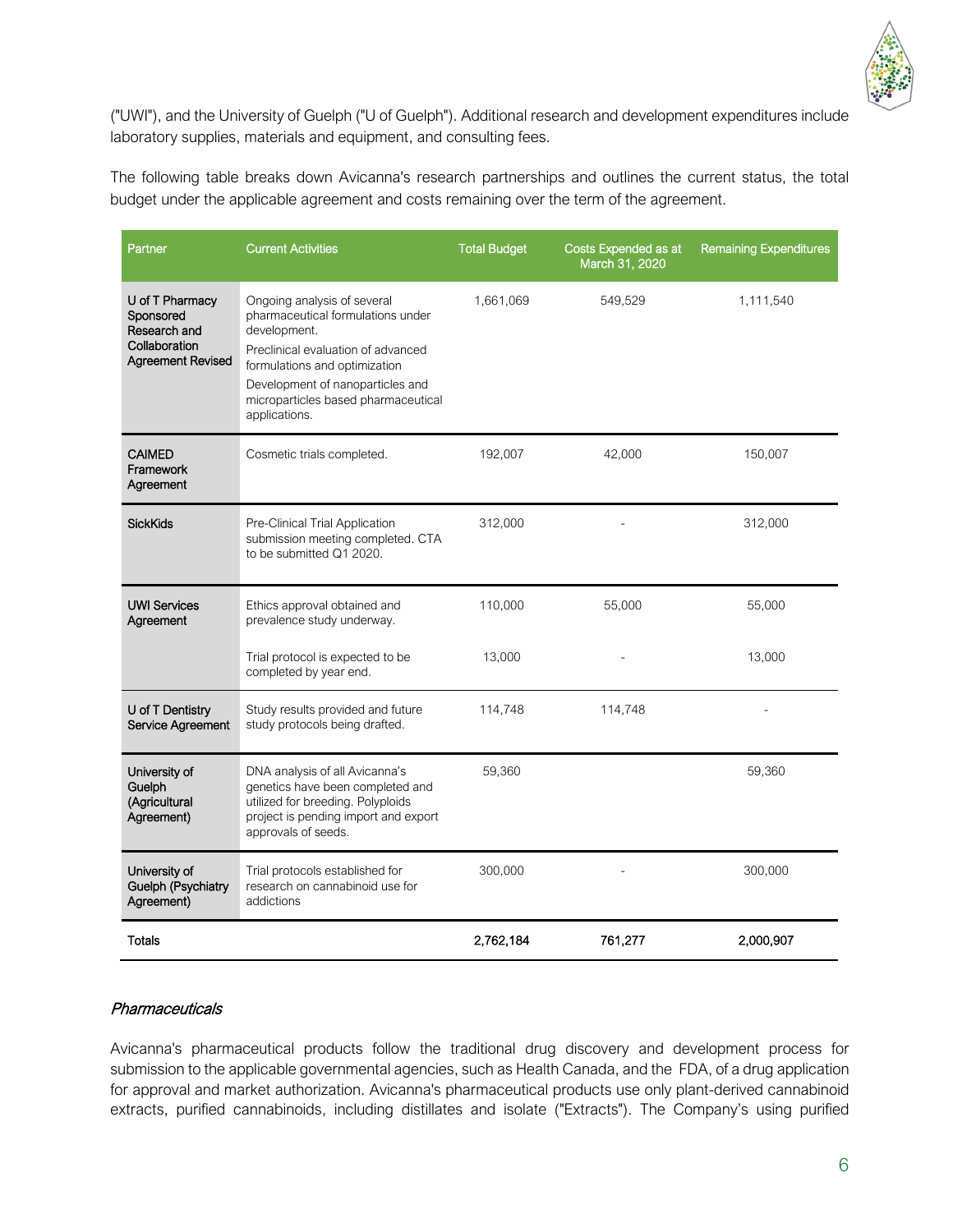("UWI"), and the University of Guelph ("U of Guelph"). Additional research and development expenditures include laboratory supplies, materials and equipment, and consulting fees.

The following table breaks down Avicanna's research partnerships and outlines the current status, the total budget under the applicable agreement and costs remaining over the term of the agreement.

| Partner | Current Activities | Total Budget | Costs Expended as at March 31, 2020 | Remaining Expenditures |
|---|---|---|---|---|
| U of T Pharmacy Sponsored Research and Collaboration Agreement Revised | Ongoing analysis of several pharmaceutical formulations under development.<br>Preclinical evaluation of advanced formulations and optimization<br>Development of nanoparticles and microparticles based pharmaceutical applications. | 1,661,069 | 549,529 | 1,111,540 |
| CAIMED Framework Agreement | Cosmetic trials completed. | 192,007 | 42,000 | 150,007 |
| SickKids | Pre-Clinical Trial Application submission meeting completed. CTA to be submitted Q1 2020. | 312,000 | - | 312,000 |
| UWI Services Agreement | Ethics approval obtained and prevalence study underway. | 110,000 | 55,000 | 55,000 |
| | Trial protocol is expected to be completed by year end. | 13,000 | - | 13,000 |
| U of T Dentistry Service Agreement | Study results provided and future study protocols being drafted. | 114,748 | 114,748 | - |
| University of Guelph (Agricultural Agreement) | DNA analysis of all Avicanna's genetics have been completed and utilized for breeding. Polyploids project is pending import and export approvals of seeds. | 59,360 | | 59,360 |
| University of Guelph (Psychiatry Agreement) | Trial protocols established for research on cannabinoid use for addictions | 300,000 | - | 300,000 |
| **Totals** | | **2,762,184** | **761,277** | **2,000,907** |

### *Pharmaceuticals*

Avicanna's pharmaceutical products follow the traditional drug discovery and development process for submission to the applicable governmental agencies, such as Health Canada, and the FDA, of a drug application for approval and market authorization. Avicanna's pharmaceutical products use only plant-derived cannabinoid extracts, purified cannabinoids, including distillates and isolate ("Extracts"). The Company's using purified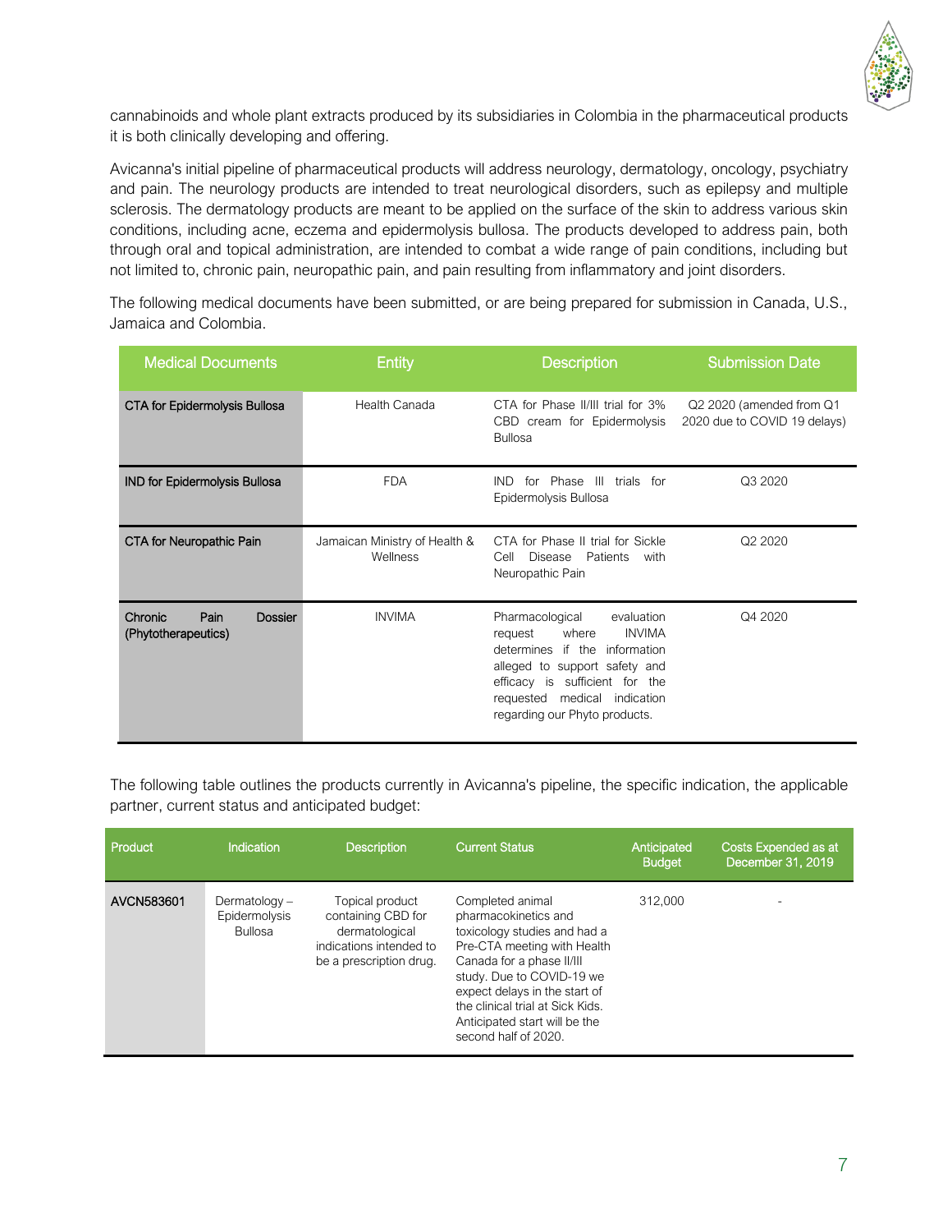cannabinoids and whole plant extracts produced by its subsidiaries in Colombia in the pharmaceutical products it is both clinically developing and offering.

Avicanna's initial pipeline of pharmaceutical products will address neurology, dermatology, oncology, psychiatry and pain. The neurology products are intended to treat neurological disorders, such as epilepsy and multiple sclerosis. The dermatology products are meant to be applied on the surface of the skin to address various skin conditions, including acne, eczema and epidermolysis bullosa. The products developed to address pain, both through oral and topical administration, are intended to combat a wide range of pain conditions, including but not limited to, chronic pain, neuropathic pain, and pain resulting from inflammatory and joint disorders.

The following medical documents have been submitted, or are being prepared for submission in Canada, U.S., Jamaica and Colombia.

| Medical Documents | Entity | Description | Submission Date |
|---|---|---|---|
| **CTA for Epidermolysis Bullosa** | Health Canada | CTA for Phase II/III trial for 3% CBD cream for Epidermolysis Bullosa | Q2 2020 (amended from Q1 2020 due to COVID 19 delays) |
| **IND for Epidermolysis Bullosa** | FDA | IND for Phase III trials for Epidermolysis Bullosa | Q3 2020 |
| **CTA for Neuropathic Pain** | Jamaican Ministry of Health & Wellness | CTA for Phase II trial for Sickle Cell Disease Patients with Neuropathic Pain | Q2 2020 |
| **Chronic Pain Dossier (Phytotherapeutics)** | INVIMA | Pharmacological evaluation request where INVIMA determines if the information alleged to support safety and efficacy is sufficient for the requested medical indication regarding our Phyto products. | Q4 2020 |

The following table outlines the products currently in Avicanna's pipeline, the specific indication, the applicable partner, current status and anticipated budget:

| Product | Indication | Description | Current Status | Anticipated Budget | Costs Expended as at December 31, 2019 |
|---|---|---|---|---|---|
| **AVCN583601** | Dermatology – Epidermolysis Bullosa | Topical product containing CBD for dermatological indications intended to be a prescription drug. | Completed animal pharmacokinetics and toxicology studies and had a Pre-CTA meeting with Health Canada for a phase II/III study. Due to COVID-19 we expect delays in the start of the clinical trial at Sick Kids. Anticipated start will be the second half of 2020. | 312,000 | - |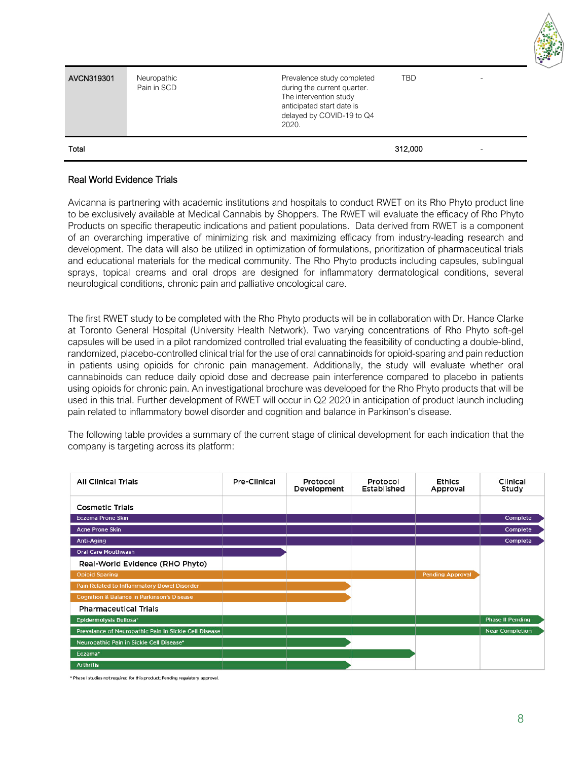| | | | | |
|---|---|---|---|---|
| AVCN319301 | Neuropathic Pain in SCD | Prevalence study completed during the current quarter. The intervention study anticipated start date is delayed by COVID-19 to Q4 2020. | TBD | - |
| Total | | | 312,000 | - |

## Real World Evidence Trials

Avicanna is partnering with academic institutions and hospitals to conduct RWET on its Rho Phyto product line to be exclusively available at Medical Cannabis by Shoppers. The RWET will evaluate the efficacy of Rho Phyto Products on specific therapeutic indications and patient populations. Data derived from RWET is a component of an overarching imperative of minimizing risk and maximizing efficacy from industry-leading research and development. The data will also be utilized in optimization of formulations, prioritization of pharmaceutical trials and educational materials for the medical community. The Rho Phyto products including capsules, sublingual sprays, topical creams and oral drops are designed for inflammatory dermatological conditions, several neurological conditions, chronic pain and palliative oncological care.

The first RWET study to be completed with the Rho Phyto products will be in collaboration with Dr. Hance Clarke at Toronto General Hospital (University Health Network). Two varying concentrations of Rho Phyto soft-gel capsules will be used in a pilot randomized controlled trial evaluating the feasibility of conducting a double-blind, randomized, placebo-controlled clinical trial for the use of oral cannabinoids for opioid-sparing and pain reduction in patients using opioids for chronic pain management. Additionally, the study will evaluate whether oral cannabinoids can reduce daily opioid dose and decrease pain interference compared to placebo in patients using opioids for chronic pain. An investigational brochure was developed for the Rho Phyto products that will be used in this trial. Further development of RWET will occur in Q2 2020 in anticipation of product launch including pain related to inflammatory bowel disorder and cognition and balance in Parkinson's disease.

The following table provides a summary of the current stage of clinical development for each indication that the company is targeting across its platform:

| All Clinical Trials | Pre-Clinical | Protocol Development | Protocol Established | Ethics Approval | Clinical Study |
|---|---|---|---|---|---|
| **Cosmetic Trials** | | | | | |
| Eczema Prone Skin | ■ | ■ | ■ | ■ | Complete |
| Acne Prone Skin | ■ | ■ | ■ | ■ | Complete |
| Anti-Aging | ■ | ■ | ■ | ■ | Complete |
| Oral Care Mouthwash | | | | | |
| **Real-World Evidence (RHO Phyto)** | | | | | |
| Opioid Sparing | ■ | ■ | ■ | Pending Approval | |
| Pain Related to Inflammatory Bowel Disorder | ■ | ■ | | | |
| Cognition & Balance in Parkinson's Disease | ■ | ■ | | | |
| **Pharmaceutical Trials** | | | | | |
| Epidermolysis Bullosa* | ■ | ■ | ■ | ■ | Phase II Pending |
| Prevalance of Neuropathic Pain in Sickle Cell Disease | ■ | ■ | ■ | ■ | Near Completion |
| Neuropathic Pain in Sickle Cell Disease* | ■ | ■ | | | |
| Eczema* | ■ | ■ | ■ | | |
| Arthritis | ■ | ■ | | | |

* Phase I studies not required for this product; Pending regulatory approval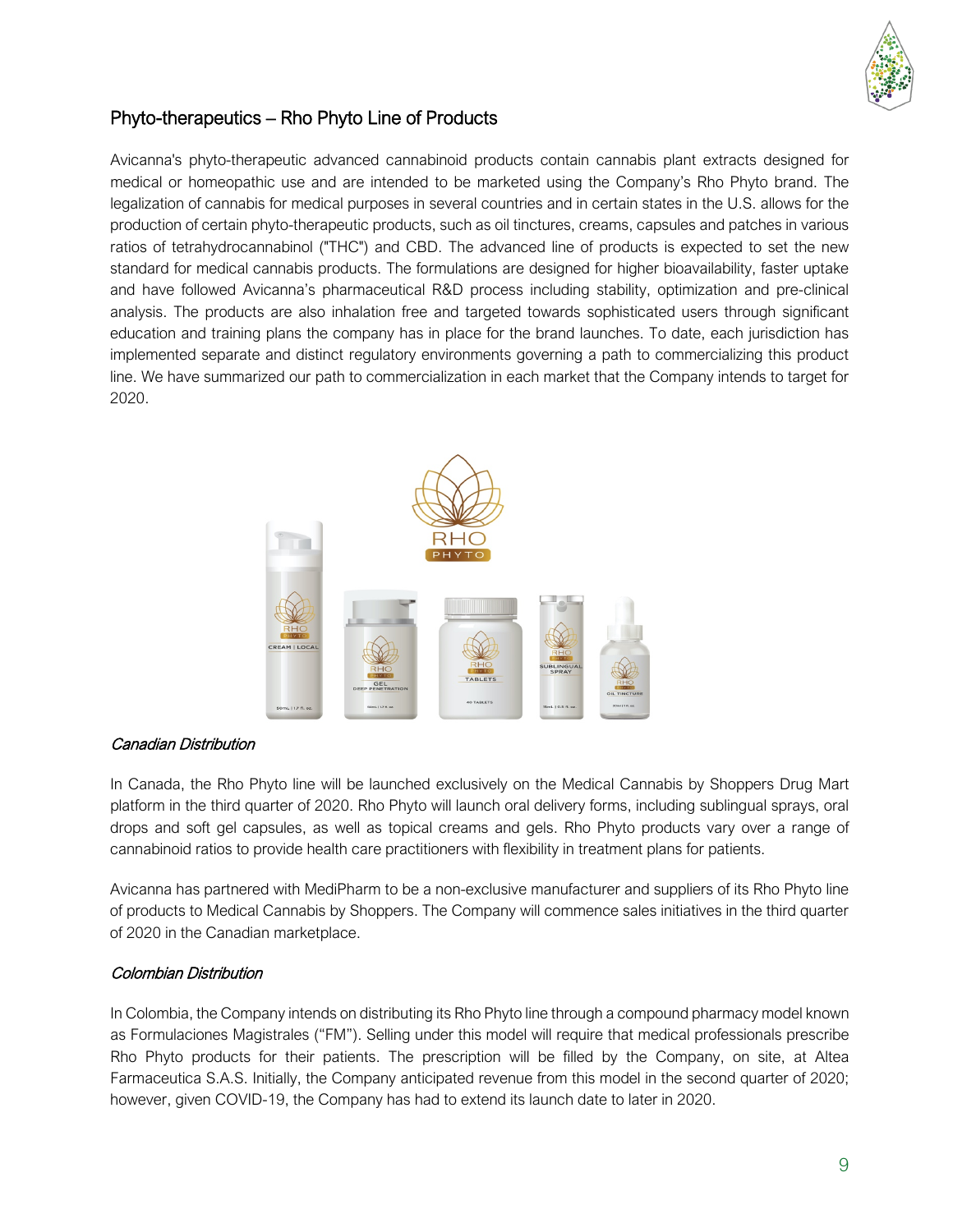## Phyto-therapeutics – Rho Phyto Line of Products

Avicanna's phyto-therapeutic advanced cannabinoid products contain cannabis plant extracts designed for medical or homeopathic use and are intended to be marketed using the Company's Rho Phyto brand. The legalization of cannabis for medical purposes in several countries and in certain states in the U.S. allows for the production of certain phyto-therapeutic products, such as oil tinctures, creams, capsules and patches in various ratios of tetrahydrocannabinol ("THC") and CBD. The advanced line of products is expected to set the new standard for medical cannabis products. The formulations are designed for higher bioavailability, faster uptake and have followed Avicanna's pharmaceutical R&D process including stability, optimization and pre-clinical analysis. The products are also inhalation free and targeted towards sophisticated users through significant education and training plans the company has in place for the brand launches. To date, each jurisdiction has implemented separate and distinct regulatory environments governing a path to commercializing this product line. We have summarized our path to commercialization in each market that the Company intends to target for 2020.

*Canadian Distribution*

In Canada, the Rho Phyto line will be launched exclusively on the Medical Cannabis by Shoppers Drug Mart platform in the third quarter of 2020. Rho Phyto will launch oral delivery forms, including sublingual sprays, oral drops and soft gel capsules, as well as topical creams and gels. Rho Phyto products vary over a range of cannabinoid ratios to provide health care practitioners with flexibility in treatment plans for patients.

Avicanna has partnered with MediPharm to be a non-exclusive manufacturer and suppliers of its Rho Phyto line of products to Medical Cannabis by Shoppers. The Company will commence sales initiatives in the third quarter of 2020 in the Canadian marketplace.

*Colombian Distribution*

In Colombia, the Company intends on distributing its Rho Phyto line through a compound pharmacy model known as Formulaciones Magistrales ("FM"). Selling under this model will require that medical professionals prescribe Rho Phyto products for their patients. The prescription will be filled by the Company, on site, at Altea Farmaceutica S.A.S. Initially, the Company anticipated revenue from this model in the second quarter of 2020; however, given COVID-19, the Company has had to extend its launch date to later in 2020.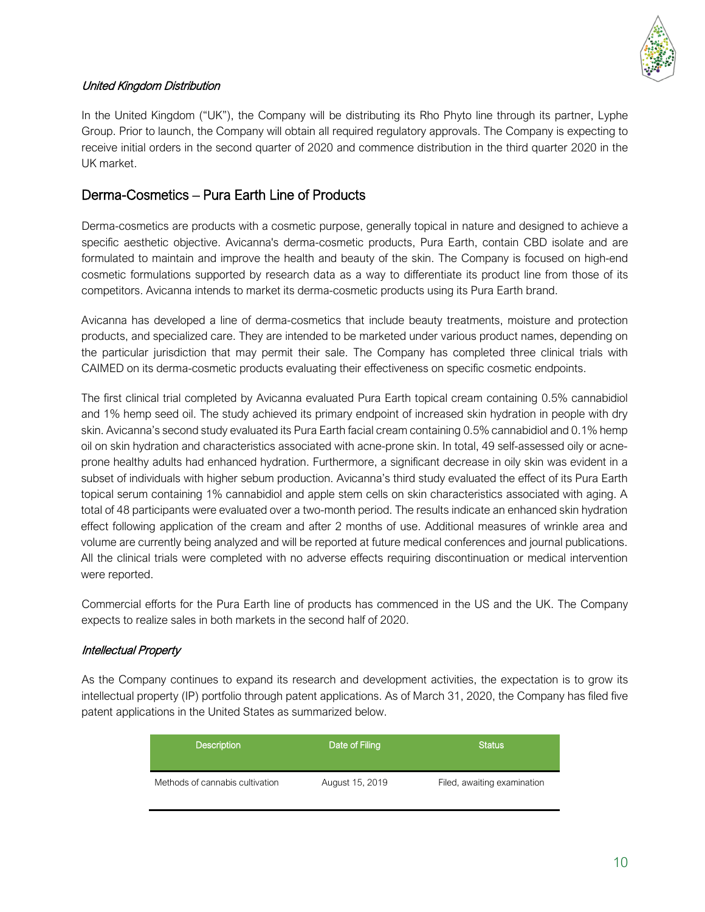*United Kingdom Distribution*

In the United Kingdom ("UK"), the Company will be distributing its Rho Phyto line through its partner, Lyphe Group. Prior to launch, the Company will obtain all required regulatory approvals. The Company is expecting to receive initial orders in the second quarter of 2020 and commence distribution in the third quarter 2020 in the UK market.

## Derma-Cosmetics – Pura Earth Line of Products

Derma-cosmetics are products with a cosmetic purpose, generally topical in nature and designed to achieve a specific aesthetic objective. Avicanna's derma-cosmetic products, Pura Earth, contain CBD isolate and are formulated to maintain and improve the health and beauty of the skin. The Company is focused on high-end cosmetic formulations supported by research data as a way to differentiate its product line from those of its competitors. Avicanna intends to market its derma-cosmetic products using its Pura Earth brand.

Avicanna has developed a line of derma-cosmetics that include beauty treatments, moisture and protection products, and specialized care. They are intended to be marketed under various product names, depending on the particular jurisdiction that may permit their sale. The Company has completed three clinical trials with CAIMED on its derma-cosmetic products evaluating their effectiveness on specific cosmetic endpoints.

The first clinical trial completed by Avicanna evaluated Pura Earth topical cream containing 0.5% cannabidiol and 1% hemp seed oil. The study achieved its primary endpoint of increased skin hydration in people with dry skin. Avicanna's second study evaluated its Pura Earth facial cream containing 0.5% cannabidiol and 0.1% hemp oil on skin hydration and characteristics associated with acne-prone skin. In total, 49 self-assessed oily or acne-prone healthy adults had enhanced hydration. Furthermore, a significant decrease in oily skin was evident in a subset of individuals with higher sebum production. Avicanna's third study evaluated the effect of its Pura Earth topical serum containing 1% cannabidiol and apple stem cells on skin characteristics associated with aging. A total of 48 participants were evaluated over a two-month period. The results indicate an enhanced skin hydration effect following application of the cream and after 2 months of use. Additional measures of wrinkle area and volume are currently being analyzed and will be reported at future medical conferences and journal publications. All the clinical trials were completed with no adverse effects requiring discontinuation or medical intervention were reported.

Commercial efforts for the Pura Earth line of products has commenced in the US and the UK. The Company expects to realize sales in both markets in the second half of 2020.

*Intellectual Property*

As the Company continues to expand its research and development activities, the expectation is to grow its intellectual property (IP) portfolio through patent applications. As of March 31, 2020, the Company has filed five patent applications in the United States as summarized below.

| Description | Date of Filing | Status |
|---|---|---|
| Methods of cannabis cultivation | August 15, 2019 | Filed, awaiting examination |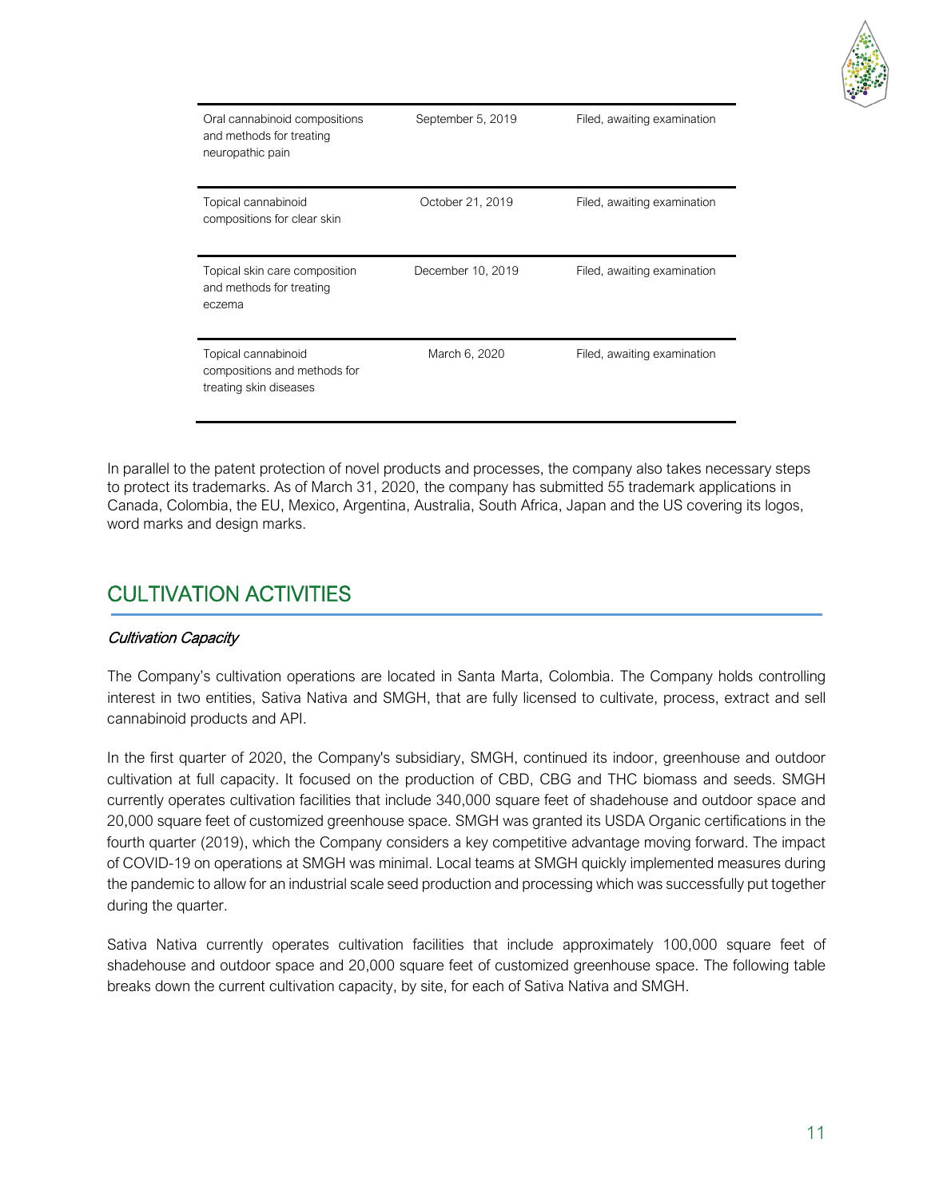| | | |
|---|---|---|
| Oral cannabinoid compositions and methods for treating neuropathic pain | September 5, 2019 | Filed, awaiting examination |
| Topical cannabinoid compositions for clear skin | October 21, 2019 | Filed, awaiting examination |
| Topical skin care composition and methods for treating eczema | December 10, 2019 | Filed, awaiting examination |
| Topical cannabinoid compositions and methods for treating skin diseases | March 6, 2020 | Filed, awaiting examination |

In parallel to the patent protection of novel products and processes, the company also takes necessary steps to protect its trademarks. As of March 31, 2020, the company has submitted 55 trademark applications in Canada, Colombia, the EU, Mexico, Argentina, Australia, South Africa, Japan and the US covering its logos, word marks and design marks.

## CULTIVATION ACTIVITIES

*Cultivation Capacity*

The Company's cultivation operations are located in Santa Marta, Colombia. The Company holds controlling interest in two entities, Sativa Nativa and SMGH, that are fully licensed to cultivate, process, extract and sell cannabinoid products and API.

In the first quarter of 2020, the Company's subsidiary, SMGH, continued its indoor, greenhouse and outdoor cultivation at full capacity. It focused on the production of CBD, CBG and THC biomass and seeds. SMGH currently operates cultivation facilities that include 340,000 square feet of shadehouse and outdoor space and 20,000 square feet of customized greenhouse space. SMGH was granted its USDA Organic certifications in the fourth quarter (2019), which the Company considers a key competitive advantage moving forward. The impact of COVID-19 on operations at SMGH was minimal. Local teams at SMGH quickly implemented measures during the pandemic to allow for an industrial scale seed production and processing which was successfully put together during the quarter.

Sativa Nativa currently operates cultivation facilities that include approximately 100,000 square feet of shadehouse and outdoor space and 20,000 square feet of customized greenhouse space. The following table breaks down the current cultivation capacity, by site, for each of Sativa Nativa and SMGH.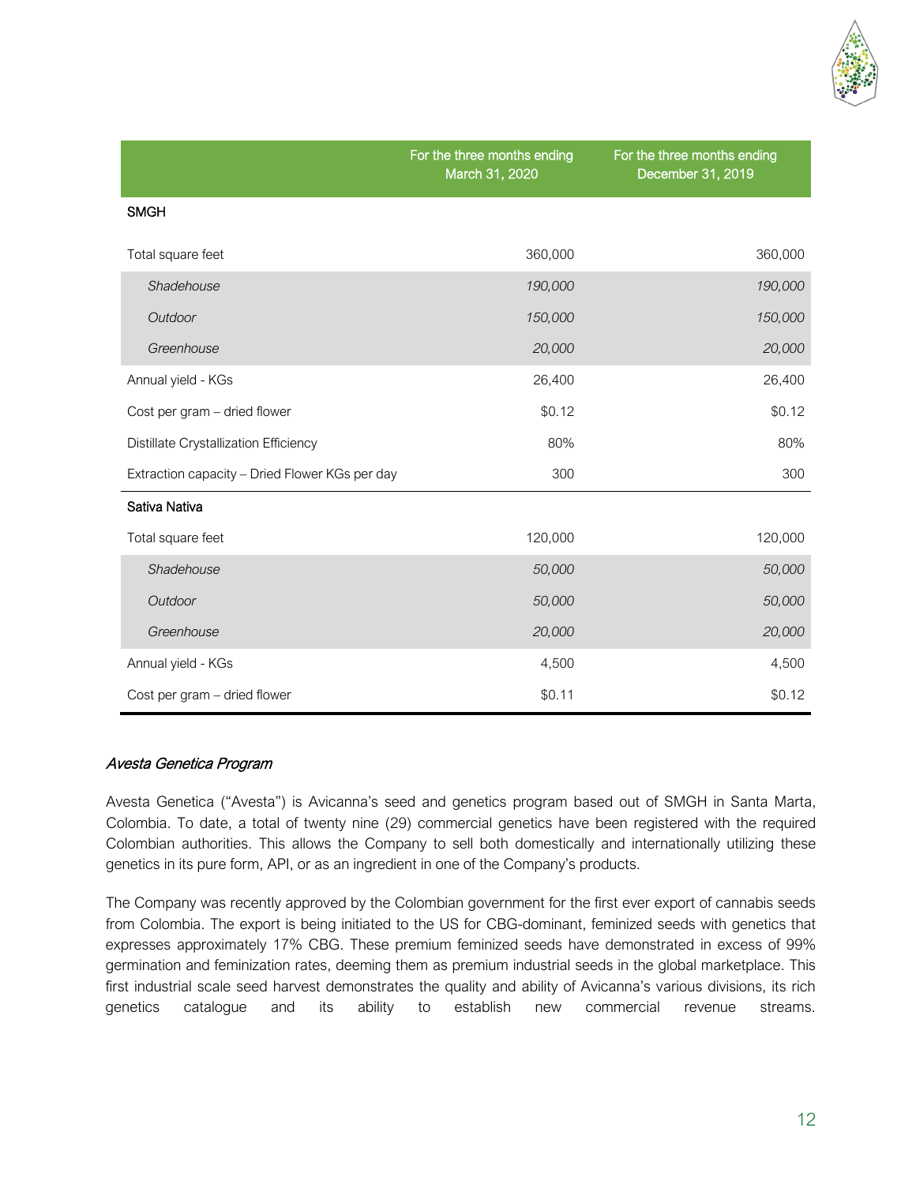| | For the three months ending March 31, 2020 | For the three months ending December 31, 2019 |
|---|---|---|
| **SMGH** | | |
| Total square feet | 360,000 | 360,000 |
| *Shadehouse* | *190,000* | *190,000* |
| *Outdoor* | *150,000* | *150,000* |
| *Greenhouse* | *20,000* | *20,000* |
| Annual yield - KGs | 26,400 | 26,400 |
| Cost per gram – dried flower | $0.12 | $0.12 |
| Distillate Crystallization Efficiency | 80% | 80% |
| Extraction capacity – Dried Flower KGs per day | 300 | 300 |
| **Sativa Nativa** | | |
| Total square feet | 120,000 | 120,000 |
| *Shadehouse* | *50,000* | *50,000* |
| *Outdoor* | *50,000* | *50,000* |
| *Greenhouse* | *20,000* | *20,000* |
| Annual yield - KGs | 4,500 | 4,500 |
| Cost per gram – dried flower | $0.11 | $0.12 |

### *Avesta Genetica Program*

Avesta Genetica ("Avesta") is Avicanna's seed and genetics program based out of SMGH in Santa Marta, Colombia. To date, a total of twenty nine (29) commercial genetics have been registered with the required Colombian authorities. This allows the Company to sell both domestically and internationally utilizing these genetics in its pure form, API, or as an ingredient in one of the Company's products.

The Company was recently approved by the Colombian government for the first ever export of cannabis seeds from Colombia. The export is being initiated to the US for CBG-dominant, feminized seeds with genetics that expresses approximately 17% CBG. These premium feminized seeds have demonstrated in excess of 99% germination and feminization rates, deeming them as premium industrial seeds in the global marketplace. This first industrial scale seed harvest demonstrates the quality and ability of Avicanna's various divisions, its rich genetics catalogue and its ability to establish new commercial revenue streams.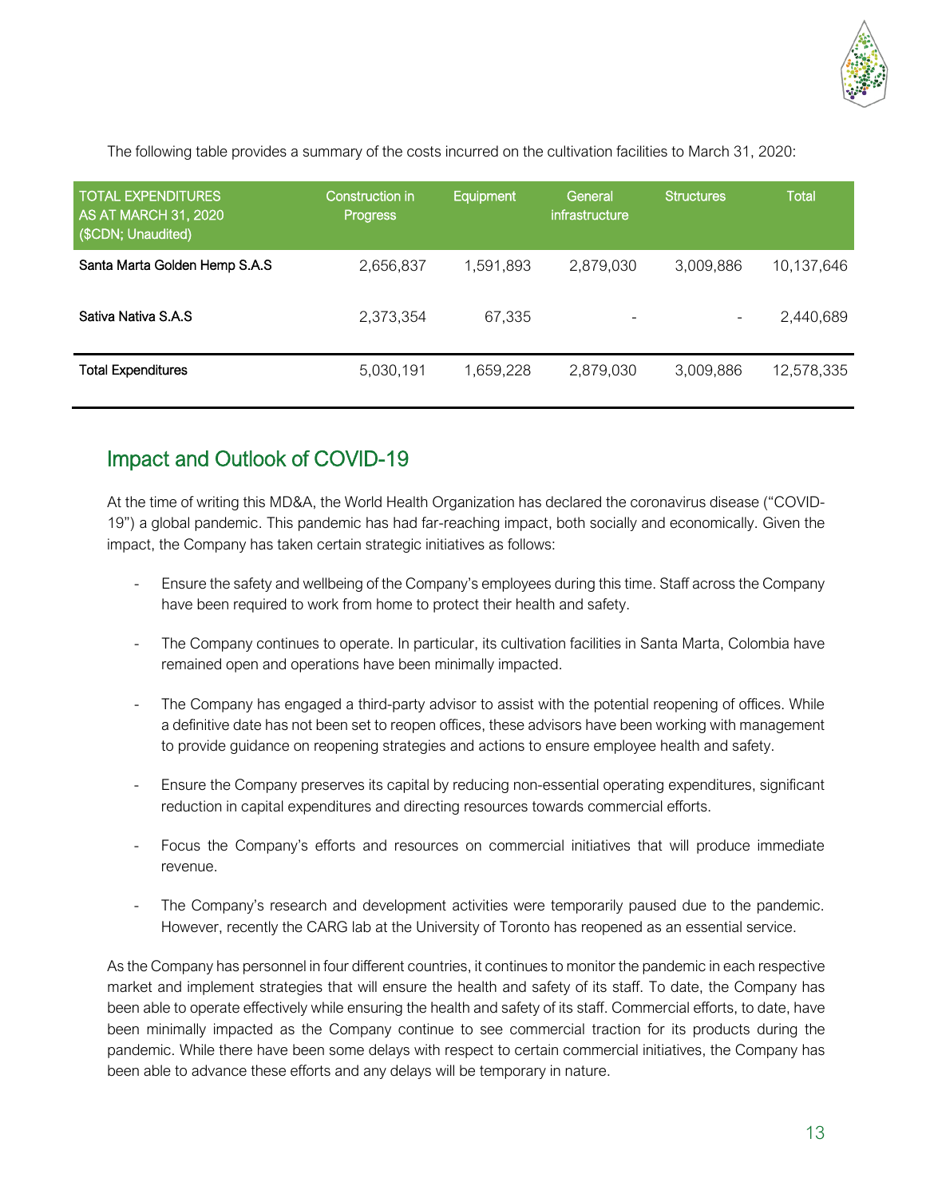The following table provides a summary of the costs incurred on the cultivation facilities to March 31, 2020:

| TOTAL EXPENDITURES AS AT MARCH 31, 2020 ($CDN; Unaudited) | Construction in Progress | Equipment | General infrastructure | Structures | Total |
|---|---|---|---|---|---|
| Santa Marta Golden Hemp S.A.S | 2,656,837 | 1,591,893 | 2,879,030 | 3,009,886 | 10,137,646 |
| Sativa Nativa S.A.S | 2,373,354 | 67,335 | - | - | 2,440,689 |
| Total Expenditures | 5,030,191 | 1,659,228 | 2,879,030 | 3,009,886 | 12,578,335 |

## Impact and Outlook of COVID-19

At the time of writing this MD&A, the World Health Organization has declared the coronavirus disease ("COVID-19") a global pandemic. This pandemic has had far-reaching impact, both socially and economically. Given the impact, the Company has taken certain strategic initiatives as follows:

- Ensure the safety and wellbeing of the Company's employees during this time. Staff across the Company have been required to work from home to protect their health and safety.

- The Company continues to operate. In particular, its cultivation facilities in Santa Marta, Colombia have remained open and operations have been minimally impacted.

- The Company has engaged a third-party advisor to assist with the potential reopening of offices. While a definitive date has not been set to reopen offices, these advisors have been working with management to provide guidance on reopening strategies and actions to ensure employee health and safety.

- Ensure the Company preserves its capital by reducing non-essential operating expenditures, significant reduction in capital expenditures and directing resources towards commercial efforts.

- Focus the Company's efforts and resources on commercial initiatives that will produce immediate revenue.

- The Company's research and development activities were temporarily paused due to the pandemic. However, recently the CARG lab at the University of Toronto has reopened as an essential service.

As the Company has personnel in four different countries, it continues to monitor the pandemic in each respective market and implement strategies that will ensure the health and safety of its staff. To date, the Company has been able to operate effectively while ensuring the health and safety of its staff. Commercial efforts, to date, have been minimally impacted as the Company continue to see commercial traction for its products during the pandemic. While there have been some delays with respect to certain commercial initiatives, the Company has been able to advance these efforts and any delays will be temporary in nature.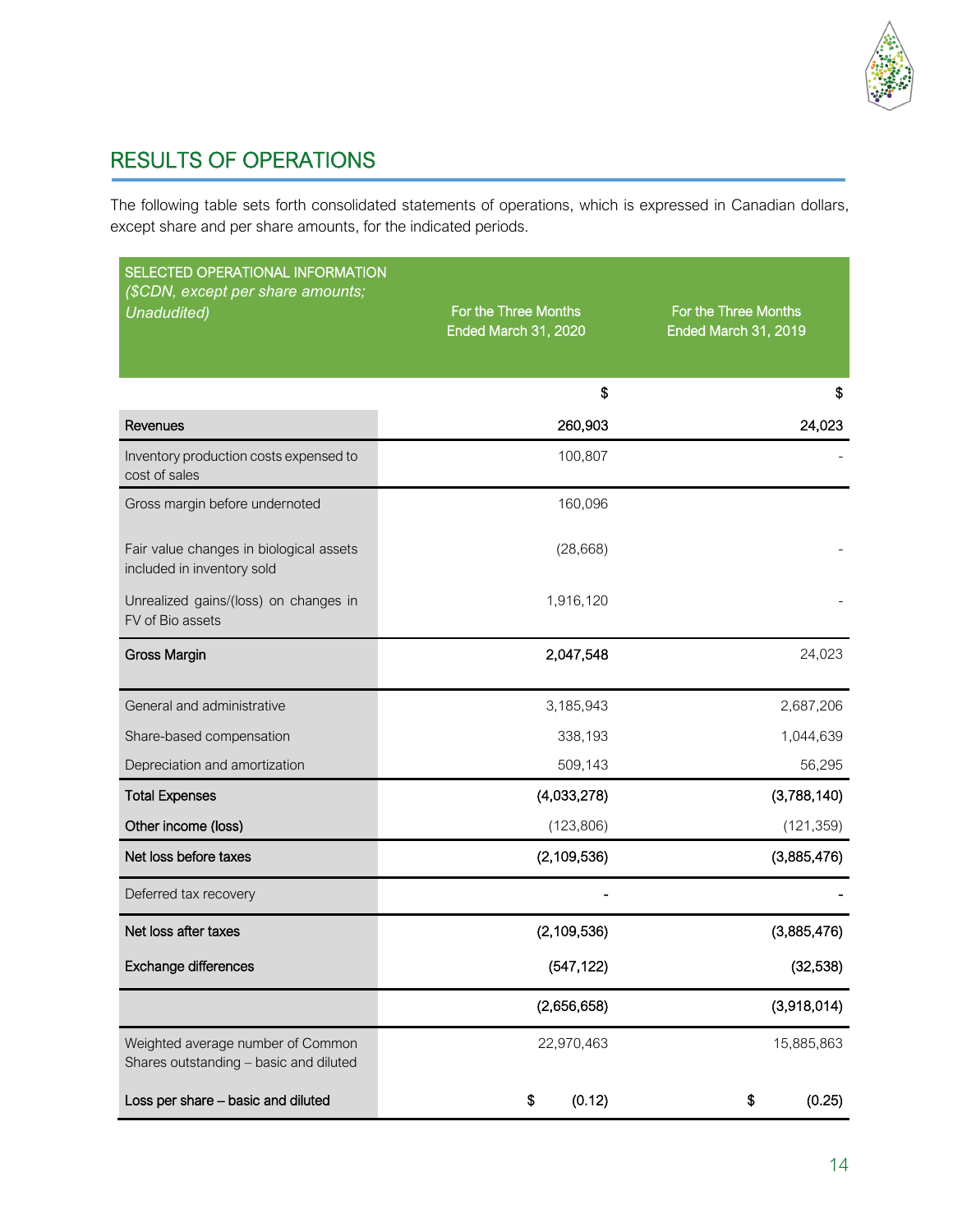## RESULTS OF OPERATIONS

The following table sets forth consolidated statements of operations, which is expressed in Canadian dollars, except share and per share amounts, for the indicated periods.

| SELECTED OPERATIONAL INFORMATION *($CDN, except per share amounts; Unadudited)* | For the Three Months Ended March 31, 2020 | For the Three Months Ended March 31, 2019 |
|---|---|---|
| | $ | $ |
| **Revenues** | **260,903** | **24,023** |
| Inventory production costs expensed to cost of sales | 100,807 | - |
| Gross margin before undernoted | 160,096 | |
| Fair value changes in biological assets included in inventory sold | (28,668) | - |
| Unrealized gains/(loss) on changes in FV of Bio assets | 1,916,120 | - |
| **Gross Margin** | **2,047,548** | 24,023 |
| General and administrative | 3,185,943 | 2,687,206 |
| Share-based compensation | 338,193 | 1,044,639 |
| Depreciation and amortization | 509,143 | 56,295 |
| **Total Expenses** | **(4,033,278)** | **(3,788,140)** |
| **Other income (loss)** | (123,806) | (121,359) |
| **Net loss before taxes** | **(2,109,536)** | **(3,885,476)** |
| Deferred tax recovery | - | - |
| **Net loss after taxes** | **(2,109,536)** | **(3,885,476)** |
| **Exchange differences** | **(547,122)** | **(32,538)** |
| | **(2,656,658)** | **(3,918,014)** |
| Weighted average number of Common Shares outstanding – basic and diluted | 22,970,463 | 15,885,863 |
| **Loss per share – basic and diluted** | **$ (0.12)** | **$ (0.25)** |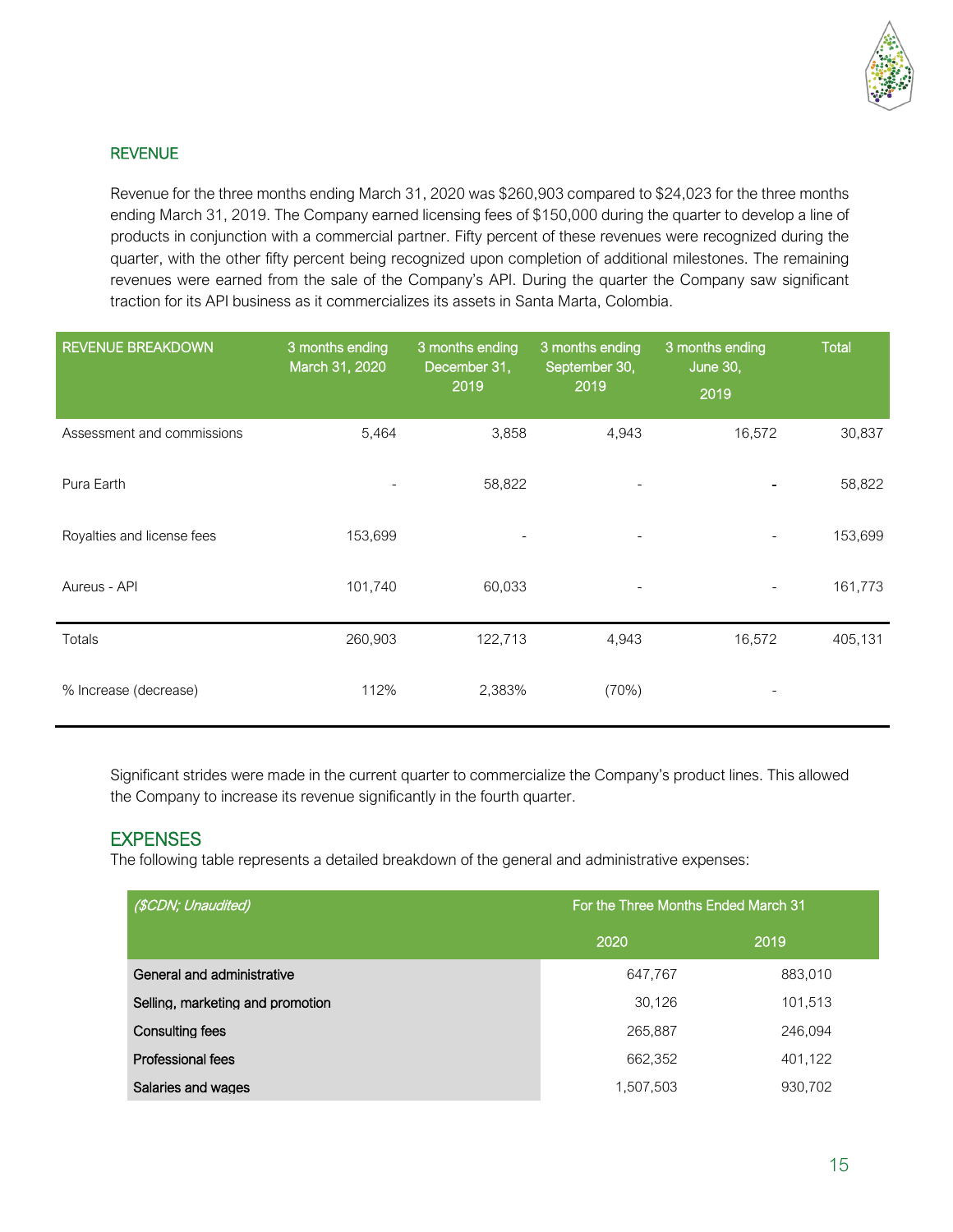## REVENUE

Revenue for the three months ending March 31, 2020 was $260,903 compared to $24,023 for the three months ending March 31, 2019. The Company earned licensing fees of $150,000 during the quarter to develop a line of products in conjunction with a commercial partner. Fifty percent of these revenues were recognized during the quarter, with the other fifty percent being recognized upon completion of additional milestones. The remaining revenues were earned from the sale of the Company's API. During the quarter the Company saw significant traction for its API business as it commercializes its assets in Santa Marta, Colombia.

| REVENUE BREAKDOWN | 3 months ending March 31, 2020 | 3 months ending December 31, 2019 | 3 months ending September 30, 2019 | 3 months ending June 30, 2019 | Total |
|---|---|---|---|---|---|
| Assessment and commissions | 5,464 | 3,858 | 4,943 | 16,572 | 30,837 |
| Pura Earth | - | 58,822 | - | - | 58,822 |
| Royalties and license fees | 153,699 | - | - | - | 153,699 |
| Aureus - API | 101,740 | 60,033 | - | - | 161,773 |
| Totals | 260,903 | 122,713 | 4,943 | 16,572 | 405,131 |
| % Increase (decrease) | 112% | 2,383% | (70%) | - | |

Significant strides were made in the current quarter to commercialize the Company's product lines. This allowed the Company to increase its revenue significantly in the fourth quarter.

## EXPENSES

The following table represents a detailed breakdown of the general and administrative expenses:

| *($CDN; Unaudited)* | For the Three Months Ended March 31 | |
|---|---|---|
| | 2020 | 2019 |
| General and administrative | 647,767 | 883,010 |
| Selling, marketing and promotion | 30,126 | 101,513 |
| Consulting fees | 265,887 | 246,094 |
| Professional fees | 662,352 | 401,122 |
| Salaries and wages | 1,507,503 | 930,702 |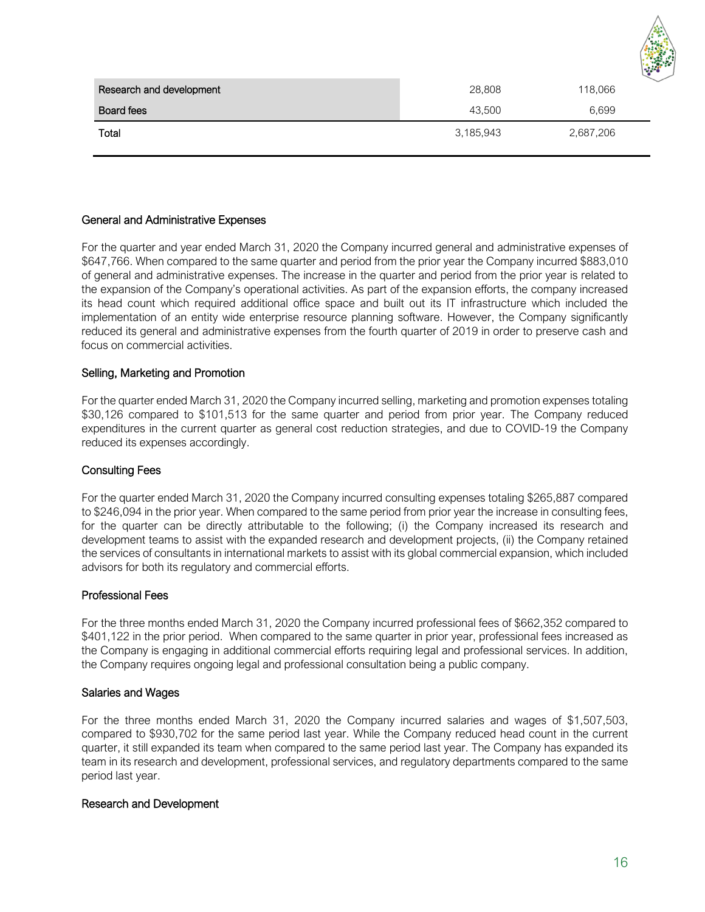|  |  |  |
| --- | --- | --- |
| Research and development | 28,808 | 118,066 |
| Board fees | 43,500 | 6,699 |
| Total | 3,185,943 | 2,687,206 |

### General and Administrative Expenses

For the quarter and year ended March 31, 2020 the Company incurred general and administrative expenses of $647,766. When compared to the same quarter and period from the prior year the Company incurred $883,010 of general and administrative expenses. The increase in the quarter and period from the prior year is related to the expansion of the Company's operational activities. As part of the expansion efforts, the company increased its head count which required additional office space and built out its IT infrastructure which included the implementation of an entity wide enterprise resource planning software. However, the Company significantly reduced its general and administrative expenses from the fourth quarter of 2019 in order to preserve cash and focus on commercial activities.

### Selling, Marketing and Promotion

For the quarter ended March 31, 2020 the Company incurred selling, marketing and promotion expenses totaling $30,126 compared to $101,513 for the same quarter and period from prior year. The Company reduced expenditures in the current quarter as general cost reduction strategies, and due to COVID-19 the Company reduced its expenses accordingly.

### Consulting Fees

For the quarter ended March 31, 2020 the Company incurred consulting expenses totaling $265,887 compared to $246,094 in the prior year. When compared to the same period from prior year the increase in consulting fees, for the quarter can be directly attributable to the following; (i) the Company increased its research and development teams to assist with the expanded research and development projects, (ii) the Company retained the services of consultants in international markets to assist with its global commercial expansion, which included advisors for both its regulatory and commercial efforts.

### Professional Fees

For the three months ended March 31, 2020 the Company incurred professional fees of $662,352 compared to $401,122 in the prior period. When compared to the same quarter in prior year, professional fees increased as the Company is engaging in additional commercial efforts requiring legal and professional services. In addition, the Company requires ongoing legal and professional consultation being a public company.

### Salaries and Wages

For the three months ended March 31, 2020 the Company incurred salaries and wages of $1,507,503, compared to $930,702 for the same period last year. While the Company reduced head count in the current quarter, it still expanded its team when compared to the same period last year. The Company has expanded its team in its research and development, professional services, and regulatory departments compared to the same period last year.

### Research and Development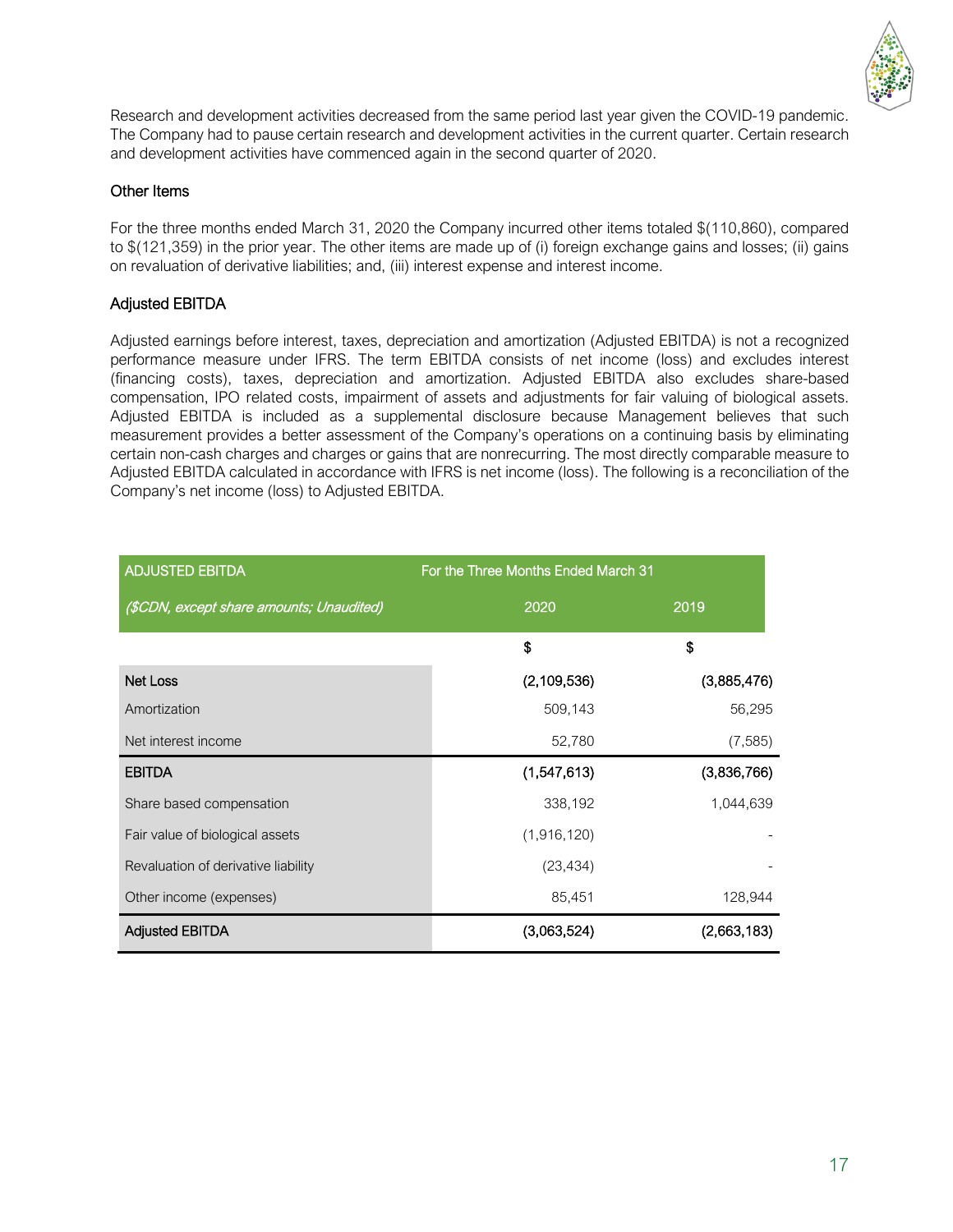Research and development activities decreased from the same period last year given the COVID-19 pandemic. The Company had to pause certain research and development activities in the current quarter. Certain research and development activities have commenced again in the second quarter of 2020.

### Other Items

For the three months ended March 31, 2020 the Company incurred other items totaled $(110,860), compared to $(121,359) in the prior year. The other items are made up of (i) foreign exchange gains and losses; (ii) gains on revaluation of derivative liabilities; and, (iii) interest expense and interest income.

### Adjusted EBITDA

Adjusted earnings before interest, taxes, depreciation and amortization (Adjusted EBITDA) is not a recognized performance measure under IFRS. The term EBITDA consists of net income (loss) and excludes interest (financing costs), taxes, depreciation and amortization. Adjusted EBITDA also excludes share-based compensation, IPO related costs, impairment of assets and adjustments for fair valuing of biological assets. Adjusted EBITDA is included as a supplemental disclosure because Management believes that such measurement provides a better assessment of the Company's operations on a continuing basis by eliminating certain non-cash charges and charges or gains that are nonrecurring. The most directly comparable measure to Adjusted EBITDA calculated in accordance with IFRS is net income (loss). The following is a reconciliation of the Company's net income (loss) to Adjusted EBITDA.

| ADJUSTED EBITDA | For the Three Months Ended March 31 | |
|---|---|---|
| *($CDN, except share amounts; Unaudited)* | 2020 | 2019 |
| | $ | $ |
| Net Loss | (2,109,536) | (3,885,476) |
| Amortization | 509,143 | 56,295 |
| Net interest income | 52,780 | (7,585) |
| EBITDA | (1,547,613) | (3,836,766) |
| Share based compensation | 338,192 | 1,044,639 |
| Fair value of biological assets | (1,916,120) | - |
| Revaluation of derivative liability | (23,434) | - |
| Other income (expenses) | 85,451 | 128,944 |
| Adjusted EBITDA | (3,063,524) | (2,663,183) |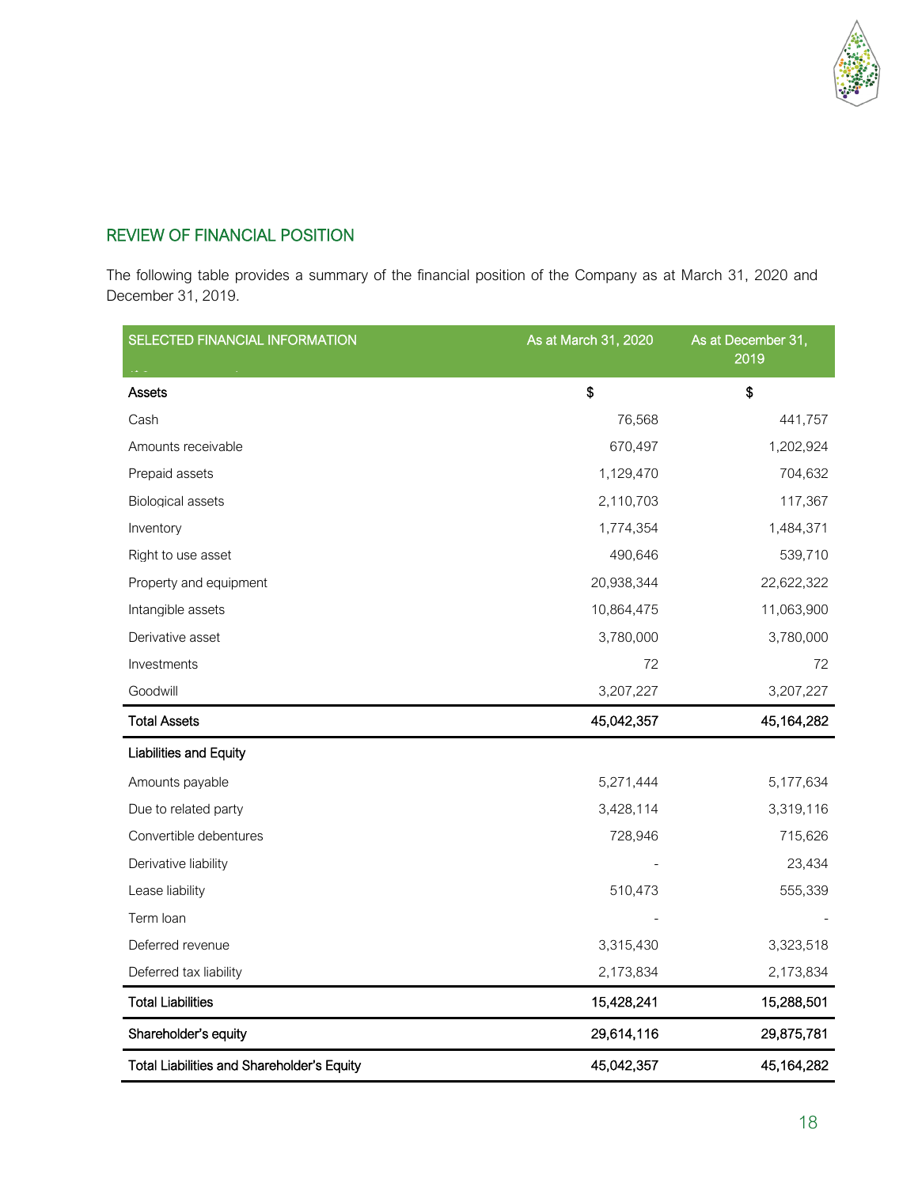## REVIEW OF FINANCIAL POSITION

The following table provides a summary of the financial position of the Company as at March 31, 2020 and December 31, 2019.

| SELECTED FINANCIAL INFORMATION | As at March 31, 2020 | As at December 31, 2019 |
|---|---|---|
| **Assets** | $ | $ |
| Cash | 76,568 | 441,757 |
| Amounts receivable | 670,497 | 1,202,924 |
| Prepaid assets | 1,129,470 | 704,632 |
| Biological assets | 2,110,703 | 117,367 |
| Inventory | 1,774,354 | 1,484,371 |
| Right to use asset | 490,646 | 539,710 |
| Property and equipment | 20,938,344 | 22,622,322 |
| Intangible assets | 10,864,475 | 11,063,900 |
| Derivative asset | 3,780,000 | 3,780,000 |
| Investments | 72 | 72 |
| Goodwill | 3,207,227 | 3,207,227 |
| **Total Assets** | **45,042,357** | **45,164,282** |
| **Liabilities and Equity** | | |
| Amounts payable | 5,271,444 | 5,177,634 |
| Due to related party | 3,428,114 | 3,319,116 |
| Convertible debentures | 728,946 | 715,626 |
| Derivative liability | - | 23,434 |
| Lease liability | 510,473 | 555,339 |
| Term loan | - | - |
| Deferred revenue | 3,315,430 | 3,323,518 |
| Deferred tax liability | 2,173,834 | 2,173,834 |
| **Total Liabilities** | **15,428,241** | **15,288,501** |
| **Shareholder's equity** | **29,614,116** | **29,875,781** |
| **Total Liabilities and Shareholder's Equity** | **45,042,357** | **45,164,282** |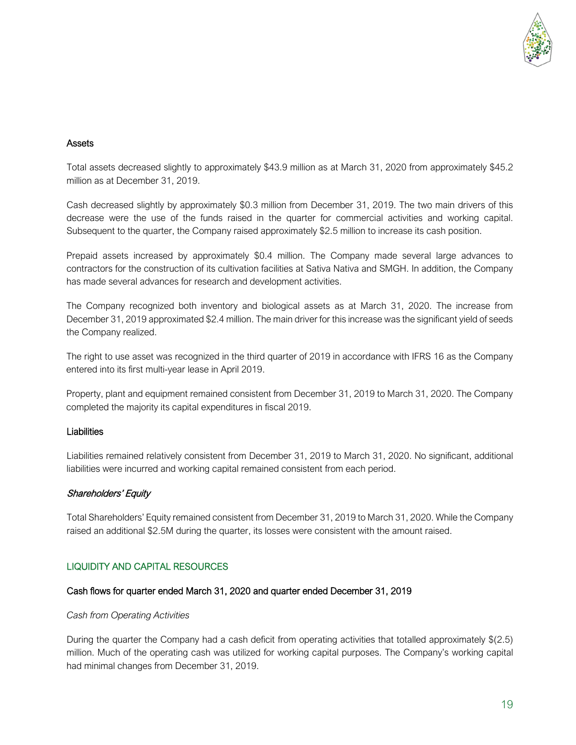### Assets

Total assets decreased slightly to approximately $43.9 million as at March 31, 2020 from approximately $45.2 million as at December 31, 2019.

Cash decreased slightly by approximately $0.3 million from December 31, 2019. The two main drivers of this decrease were the use of the funds raised in the quarter for commercial activities and working capital. Subsequent to the quarter, the Company raised approximately $2.5 million to increase its cash position.

Prepaid assets increased by approximately $0.4 million. The Company made several large advances to contractors for the construction of its cultivation facilities at Sativa Nativa and SMGH. In addition, the Company has made several advances for research and development activities.

The Company recognized both inventory and biological assets as at March 31, 2020. The increase from December 31, 2019 approximated $2.4 million. The main driver for this increase was the significant yield of seeds the Company realized.

The right to use asset was recognized in the third quarter of 2019 in accordance with IFRS 16 as the Company entered into its first multi-year lease in April 2019.

Property, plant and equipment remained consistent from December 31, 2019 to March 31, 2020. The Company completed the majority its capital expenditures in fiscal 2019.

### Liabilities

Liabilities remained relatively consistent from December 31, 2019 to March 31, 2020. No significant, additional liabilities were incurred and working capital remained consistent from each period.

### *Shareholders' Equity*

Total Shareholders' Equity remained consistent from December 31, 2019 to March 31, 2020. While the Company raised an additional $2.5M during the quarter, its losses were consistent with the amount raised.

## LIQUIDITY AND CAPITAL RESOURCES

### Cash flows for quarter ended March 31, 2020 and quarter ended December 31, 2019

*Cash from Operating Activities*

During the quarter the Company had a cash deficit from operating activities that totalled approximately $(2.5) million. Much of the operating cash was utilized for working capital purposes. The Company's working capital had minimal changes from December 31, 2019.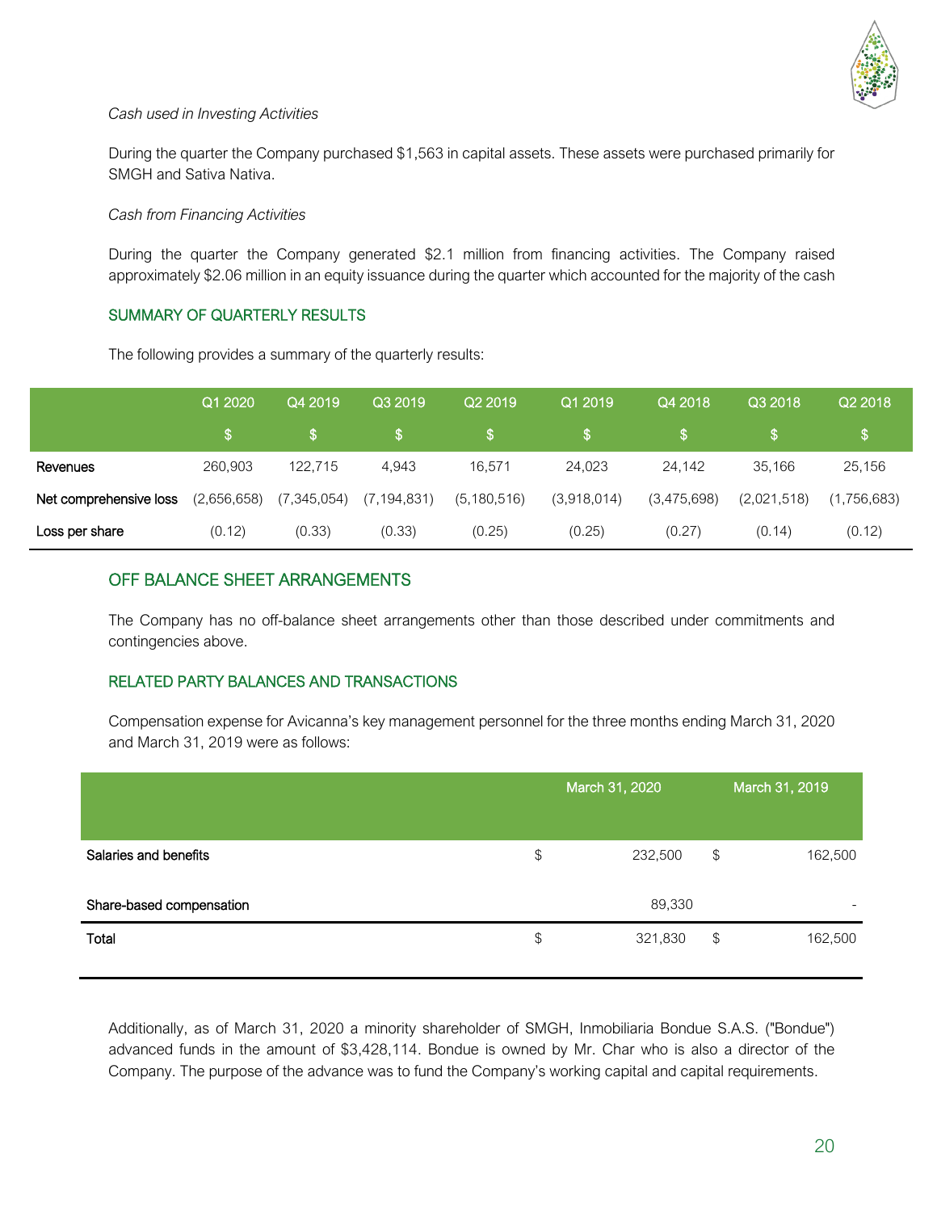*Cash used in Investing Activities*

During the quarter the Company purchased $1,563 in capital assets. These assets were purchased primarily for SMGH and Sativa Nativa.

*Cash from Financing Activities*

During the quarter the Company generated $2.1 million from financing activities. The Company raised approximately $2.06 million in an equity issuance during the quarter which accounted for the majority of the cash

## SUMMARY OF QUARTERLY RESULTS

The following provides a summary of the quarterly results:

| | Q1 2020 | Q4 2019 | Q3 2019 | Q2 2019 | Q1 2019 | Q4 2018 | Q3 2018 | Q2 2018 |
|---|---|---|---|---|---|---|---|---|
| | $ | $ | $ | $ | $ | $ | $ | $ |
| Revenues | 260,903 | 122,715 | 4,943 | 16,571 | 24,023 | 24,142 | 35,166 | 25,156 |
| Net comprehensive loss | (2,656,658) | (7,345,054) | (7,194,831) | (5,180,516) | (3,918,014) | (3,475,698) | (2,021,518) | (1,756,683) |
| Loss per share | (0.12) | (0.33) | (0.33) | (0.25) | (0.25) | (0.27) | (0.14) | (0.12) |

## OFF BALANCE SHEET ARRANGEMENTS

The Company has no off-balance sheet arrangements other than those described under commitments and contingencies above.

## RELATED PARTY BALANCES AND TRANSACTIONS

Compensation expense for Avicanna's key management personnel for the three months ending March 31, 2020 and March 31, 2019 were as follows:

| | March 31, 2020 | March 31, 2019 |
|---|---|---|
| Salaries and benefits | $ 232,500 | $ 162,500 |
| Share-based compensation | 89,330 | - |
| Total | $ 321,830 | $ 162,500 |

Additionally, as of March 31, 2020 a minority shareholder of SMGH, Inmobiliaria Bondue S.A.S. ("Bondue") advanced funds in the amount of $3,428,114. Bondue is owned by Mr. Char who is also a director of the Company. The purpose of the advance was to fund the Company's working capital and capital requirements.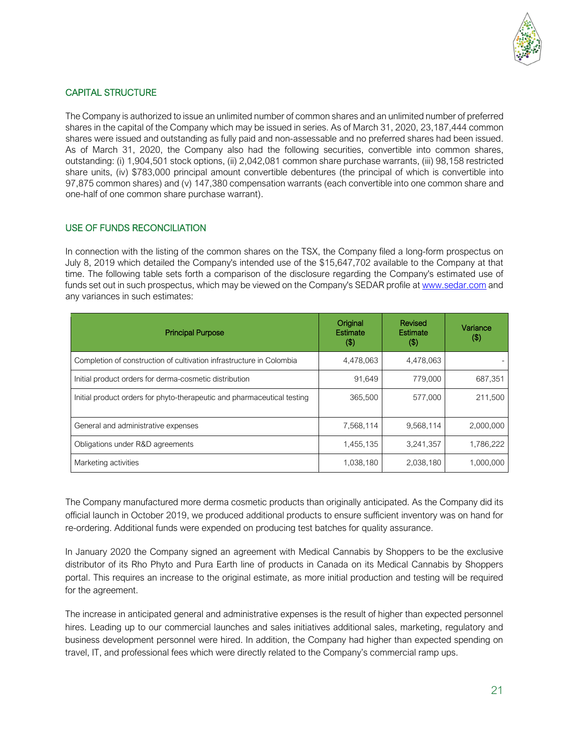## CAPITAL STRUCTURE

The Company is authorized to issue an unlimited number of common shares and an unlimited number of preferred shares in the capital of the Company which may be issued in series. As of March 31, 2020, 23,187,444 common shares were issued and outstanding as fully paid and non-assessable and no preferred shares had been issued. As of March 31, 2020, the Company also had the following securities, convertible into common shares, outstanding: (i) 1,904,501 stock options, (ii) 2,042,081 common share purchase warrants, (iii) 98,158 restricted share units, (iv) $783,000 principal amount convertible debentures (the principal of which is convertible into 97,875 common shares) and (v) 147,380 compensation warrants (each convertible into one common share and one-half of one common share purchase warrant).

## USE OF FUNDS RECONCILIATION

In connection with the listing of the common shares on the TSX, the Company filed a long-form prospectus on July 8, 2019 which detailed the Company's intended use of the $15,647,702 available to the Company at that time. The following table sets forth a comparison of the disclosure regarding the Company's estimated use of funds set out in such prospectus, which may be viewed on the Company's SEDAR profile at www.sedar.com and any variances in such estimates:

| Principal Purpose | Original Estimate ($) | Revised Estimate ($) | Variance ($) |
|---|---|---|---|
| Completion of construction of cultivation infrastructure in Colombia | 4,478,063 | 4,478,063 | - |
| Initial product orders for derma-cosmetic distribution | 91,649 | 779,000 | 687,351 |
| Initial product orders for phyto-therapeutic and pharmaceutical testing | 365,500 | 577,000 | 211,500 |
| General and administrative expenses | 7,568,114 | 9,568,114 | 2,000,000 |
| Obligations under R&D agreements | 1,455,135 | 3,241,357 | 1,786,222 |
| Marketing activities | 1,038,180 | 2,038,180 | 1,000,000 |

The Company manufactured more derma cosmetic products than originally anticipated. As the Company did its official launch in October 2019, we produced additional products to ensure sufficient inventory was on hand for re-ordering. Additional funds were expended on producing test batches for quality assurance.

In January 2020 the Company signed an agreement with Medical Cannabis by Shoppers to be the exclusive distributor of its Rho Phyto and Pura Earth line of products in Canada on its Medical Cannabis by Shoppers portal. This requires an increase to the original estimate, as more initial production and testing will be required for the agreement.

The increase in anticipated general and administrative expenses is the result of higher than expected personnel hires. Leading up to our commercial launches and sales initiatives additional sales, marketing, regulatory and business development personnel were hired. In addition, the Company had higher than expected spending on travel, IT, and professional fees which were directly related to the Company's commercial ramp ups.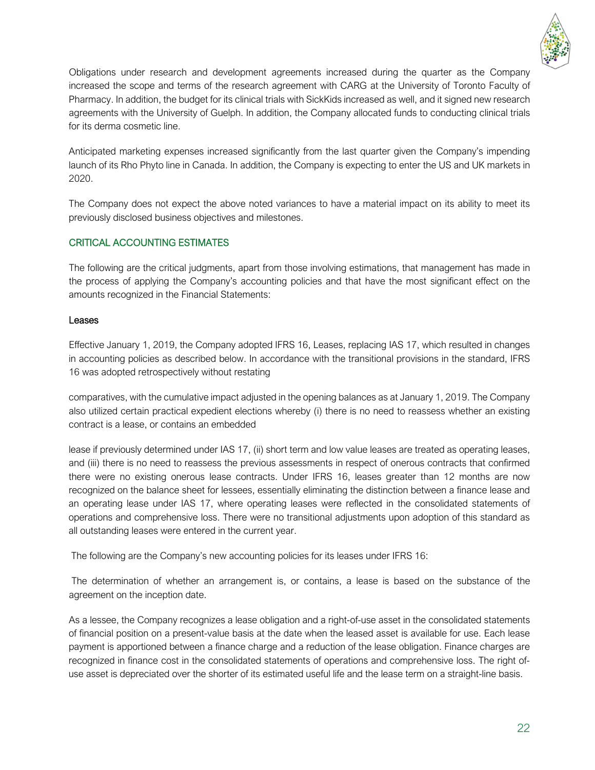Obligations under research and development agreements increased during the quarter as the Company increased the scope and terms of the research agreement with CARG at the University of Toronto Faculty of Pharmacy. In addition, the budget for its clinical trials with SickKids increased as well, and it signed new research agreements with the University of Guelph. In addition, the Company allocated funds to conducting clinical trials for its derma cosmetic line.

Anticipated marketing expenses increased significantly from the last quarter given the Company's impending launch of its Rho Phyto line in Canada. In addition, the Company is expecting to enter the US and UK markets in 2020.

The Company does not expect the above noted variances to have a material impact on its ability to meet its previously disclosed business objectives and milestones.

## CRITICAL ACCOUNTING ESTIMATES

The following are the critical judgments, apart from those involving estimations, that management has made in the process of applying the Company's accounting policies and that have the most significant effect on the amounts recognized in the Financial Statements:

### Leases

Effective January 1, 2019, the Company adopted IFRS 16, Leases, replacing IAS 17, which resulted in changes in accounting policies as described below. In accordance with the transitional provisions in the standard, IFRS 16 was adopted retrospectively without restating comparatives, with the cumulative impact adjusted in the opening balances as at January 1, 2019. The Company also utilized certain practical expedient elections whereby (i) there is no need to reassess whether an existing contract is a lease, or contains an embedded lease if previously determined under IAS 17, (ii) short term and low value leases are treated as operating leases, and (iii) there is no need to reassess the previous assessments in respect of onerous contracts that confirmed there were no existing onerous lease contracts. Under IFRS 16, leases greater than 12 months are now recognized on the balance sheet for lessees, essentially eliminating the distinction between a finance lease and an operating lease under IAS 17, where operating leases were reflected in the consolidated statements of operations and comprehensive loss. There were no transitional adjustments upon adoption of this standard as all outstanding leases were entered in the current year.

The following are the Company's new accounting policies for its leases under IFRS 16:

The determination of whether an arrangement is, or contains, a lease is based on the substance of the agreement on the inception date.

As a lessee, the Company recognizes a lease obligation and a right-of-use asset in the consolidated statements of financial position on a present-value basis at the date when the leased asset is available for use. Each lease payment is apportioned between a finance charge and a reduction of the lease obligation. Finance charges are recognized in finance cost in the consolidated statements of operations and comprehensive loss. The right of-use asset is depreciated over the shorter of its estimated useful life and the lease term on a straight-line basis.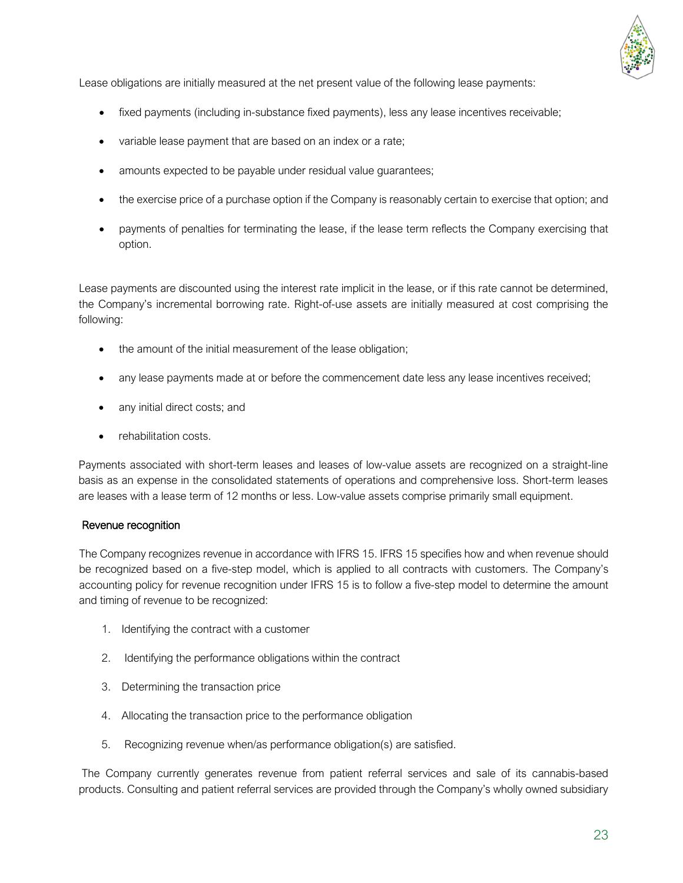Lease obligations are initially measured at the net present value of the following lease payments:

- fixed payments (including in-substance fixed payments), less any lease incentives receivable;
- variable lease payment that are based on an index or a rate;
- amounts expected to be payable under residual value guarantees;
- the exercise price of a purchase option if the Company is reasonably certain to exercise that option; and
- payments of penalties for terminating the lease, if the lease term reflects the Company exercising that option.

Lease payments are discounted using the interest rate implicit in the lease, or if this rate cannot be determined, the Company's incremental borrowing rate. Right-of-use assets are initially measured at cost comprising the following:

- the amount of the initial measurement of the lease obligation;
- any lease payments made at or before the commencement date less any lease incentives received;
- any initial direct costs; and
- rehabilitation costs.

Payments associated with short-term leases and leases of low-value assets are recognized on a straight-line basis as an expense in the consolidated statements of operations and comprehensive loss. Short-term leases are leases with a lease term of 12 months or less. Low-value assets comprise primarily small equipment.

### Revenue recognition

The Company recognizes revenue in accordance with IFRS 15. IFRS 15 specifies how and when revenue should be recognized based on a five-step model, which is applied to all contracts with customers. The Company's accounting policy for revenue recognition under IFRS 15 is to follow a five-step model to determine the amount and timing of revenue to be recognized:

1. Identifying the contract with a customer
2. Identifying the performance obligations within the contract
3. Determining the transaction price
4. Allocating the transaction price to the performance obligation
5. Recognizing revenue when/as performance obligation(s) are satisfied.

The Company currently generates revenue from patient referral services and sale of its cannabis-based products. Consulting and patient referral services are provided through the Company's wholly owned subsidiary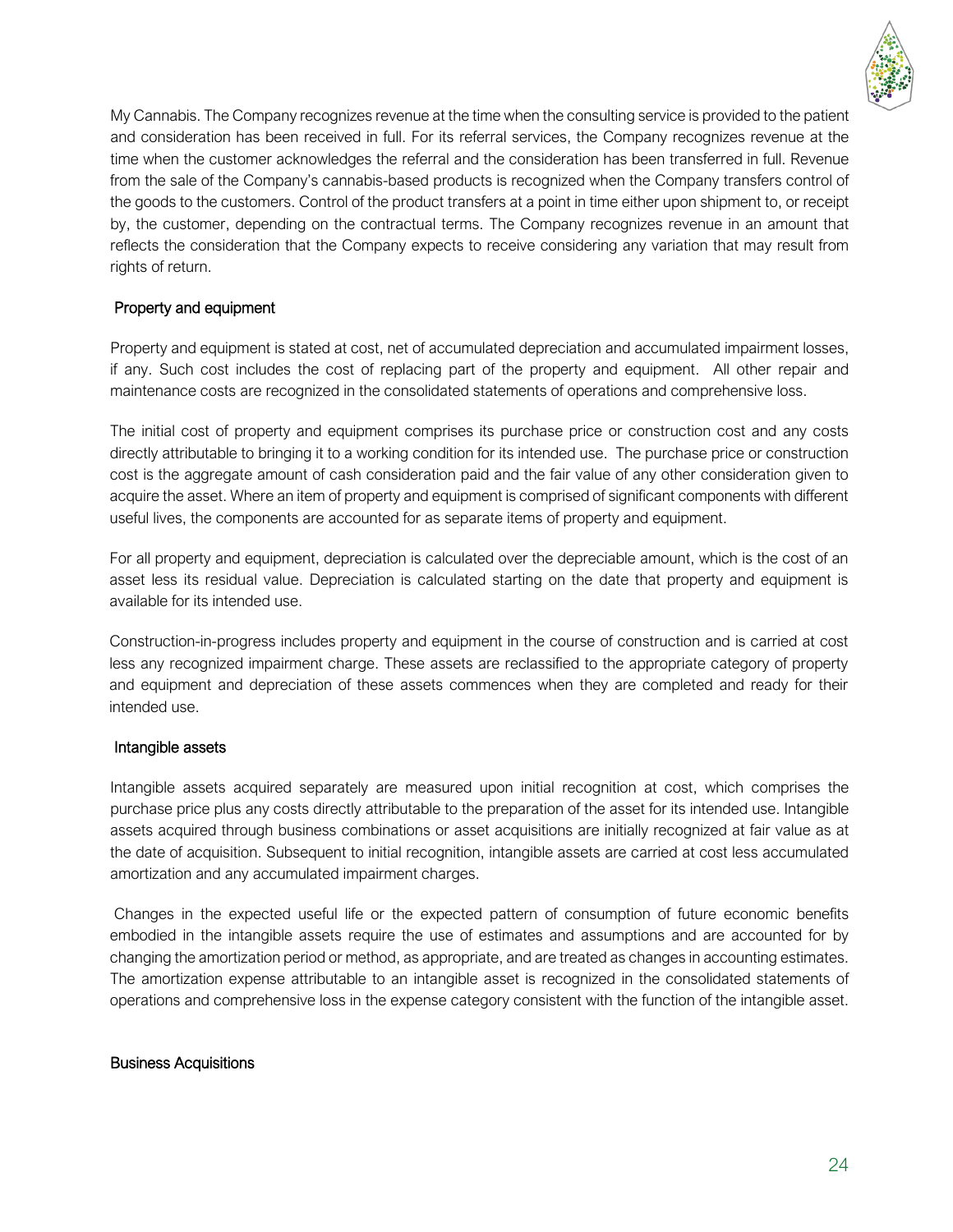My Cannabis. The Company recognizes revenue at the time when the consulting service is provided to the patient and consideration has been received in full. For its referral services, the Company recognizes revenue at the time when the customer acknowledges the referral and the consideration has been transferred in full. Revenue from the sale of the Company's cannabis-based products is recognized when the Company transfers control of the goods to the customers. Control of the product transfers at a point in time either upon shipment to, or receipt by, the customer, depending on the contractual terms. The Company recognizes revenue in an amount that reflects the consideration that the Company expects to receive considering any variation that may result from rights of return.

### Property and equipment

Property and equipment is stated at cost, net of accumulated depreciation and accumulated impairment losses, if any. Such cost includes the cost of replacing part of the property and equipment. All other repair and maintenance costs are recognized in the consolidated statements of operations and comprehensive loss.

The initial cost of property and equipment comprises its purchase price or construction cost and any costs directly attributable to bringing it to a working condition for its intended use. The purchase price or construction cost is the aggregate amount of cash consideration paid and the fair value of any other consideration given to acquire the asset. Where an item of property and equipment is comprised of significant components with different useful lives, the components are accounted for as separate items of property and equipment.

For all property and equipment, depreciation is calculated over the depreciable amount, which is the cost of an asset less its residual value. Depreciation is calculated starting on the date that property and equipment is available for its intended use.

Construction-in-progress includes property and equipment in the course of construction and is carried at cost less any recognized impairment charge. These assets are reclassified to the appropriate category of property and equipment and depreciation of these assets commences when they are completed and ready for their intended use.

### Intangible assets

Intangible assets acquired separately are measured upon initial recognition at cost, which comprises the purchase price plus any costs directly attributable to the preparation of the asset for its intended use. Intangible assets acquired through business combinations or asset acquisitions are initially recognized at fair value as at the date of acquisition. Subsequent to initial recognition, intangible assets are carried at cost less accumulated amortization and any accumulated impairment charges.

Changes in the expected useful life or the expected pattern of consumption of future economic benefits embodied in the intangible assets require the use of estimates and assumptions and are accounted for by changing the amortization period or method, as appropriate, and are treated as changes in accounting estimates. The amortization expense attributable to an intangible asset is recognized in the consolidated statements of operations and comprehensive loss in the expense category consistent with the function of the intangible asset.

### Business Acquisitions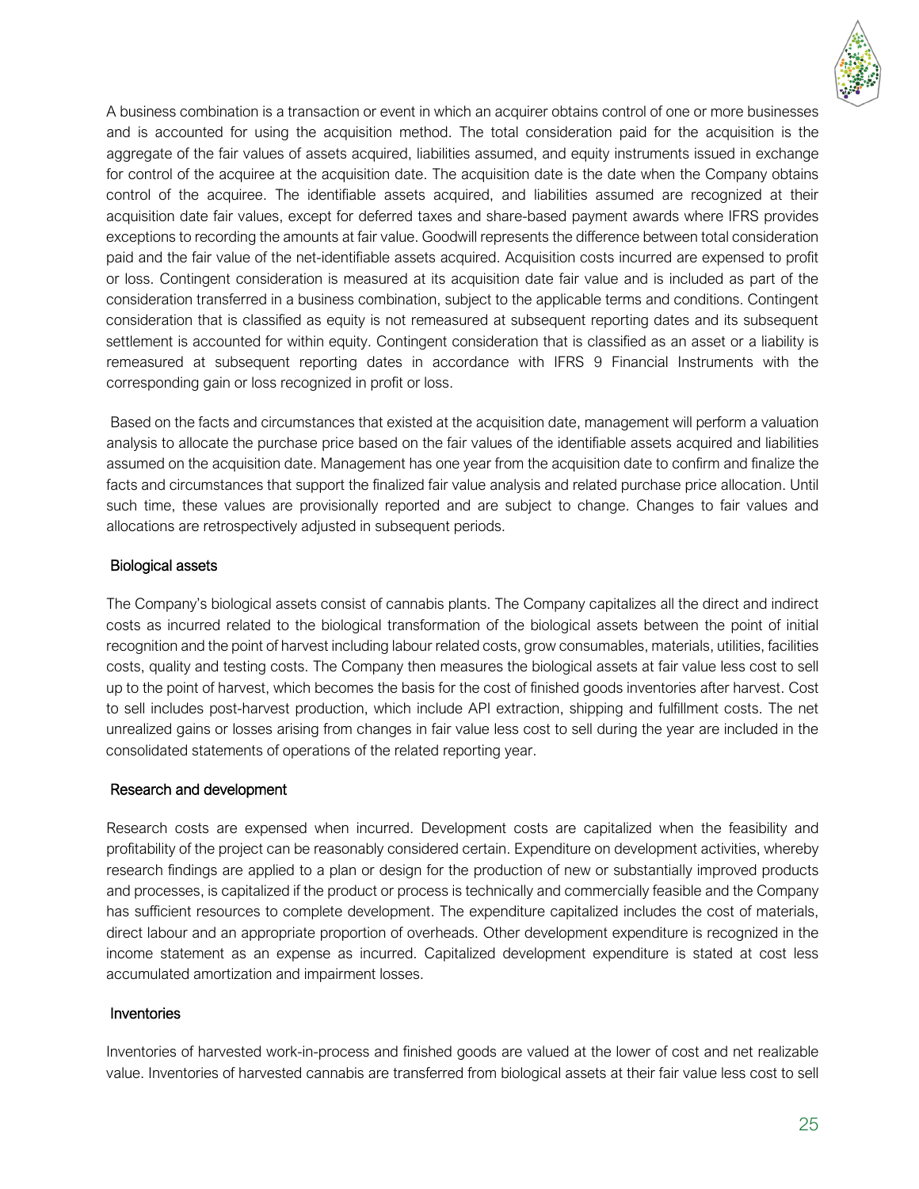A business combination is a transaction or event in which an acquirer obtains control of one or more businesses and is accounted for using the acquisition method. The total consideration paid for the acquisition is the aggregate of the fair values of assets acquired, liabilities assumed, and equity instruments issued in exchange for control of the acquiree at the acquisition date. The acquisition date is the date when the Company obtains control of the acquiree. The identifiable assets acquired, and liabilities assumed are recognized at their acquisition date fair values, except for deferred taxes and share-based payment awards where IFRS provides exceptions to recording the amounts at fair value. Goodwill represents the difference between total consideration paid and the fair value of the net-identifiable assets acquired. Acquisition costs incurred are expensed to profit or loss. Contingent consideration is measured at its acquisition date fair value and is included as part of the consideration transferred in a business combination, subject to the applicable terms and conditions. Contingent consideration that is classified as equity is not remeasured at subsequent reporting dates and its subsequent settlement is accounted for within equity. Contingent consideration that is classified as an asset or a liability is remeasured at subsequent reporting dates in accordance with IFRS 9 Financial Instruments with the corresponding gain or loss recognized in profit or loss.

Based on the facts and circumstances that existed at the acquisition date, management will perform a valuation analysis to allocate the purchase price based on the fair values of the identifiable assets acquired and liabilities assumed on the acquisition date. Management has one year from the acquisition date to confirm and finalize the facts and circumstances that support the finalized fair value analysis and related purchase price allocation. Until such time, these values are provisionally reported and are subject to change. Changes to fair values and allocations are retrospectively adjusted in subsequent periods.

### Biological assets

The Company's biological assets consist of cannabis plants. The Company capitalizes all the direct and indirect costs as incurred related to the biological transformation of the biological assets between the point of initial recognition and the point of harvest including labour related costs, grow consumables, materials, utilities, facilities costs, quality and testing costs. The Company then measures the biological assets at fair value less cost to sell up to the point of harvest, which becomes the basis for the cost of finished goods inventories after harvest. Cost to sell includes post-harvest production, which include API extraction, shipping and fulfillment costs. The net unrealized gains or losses arising from changes in fair value less cost to sell during the year are included in the consolidated statements of operations of the related reporting year.

### Research and development

Research costs are expensed when incurred. Development costs are capitalized when the feasibility and profitability of the project can be reasonably considered certain. Expenditure on development activities, whereby research findings are applied to a plan or design for the production of new or substantially improved products and processes, is capitalized if the product or process is technically and commercially feasible and the Company has sufficient resources to complete development. The expenditure capitalized includes the cost of materials, direct labour and an appropriate proportion of overheads. Other development expenditure is recognized in the income statement as an expense as incurred. Capitalized development expenditure is stated at cost less accumulated amortization and impairment losses.

### Inventories

Inventories of harvested work-in-process and finished goods are valued at the lower of cost and net realizable value. Inventories of harvested cannabis are transferred from biological assets at their fair value less cost to sell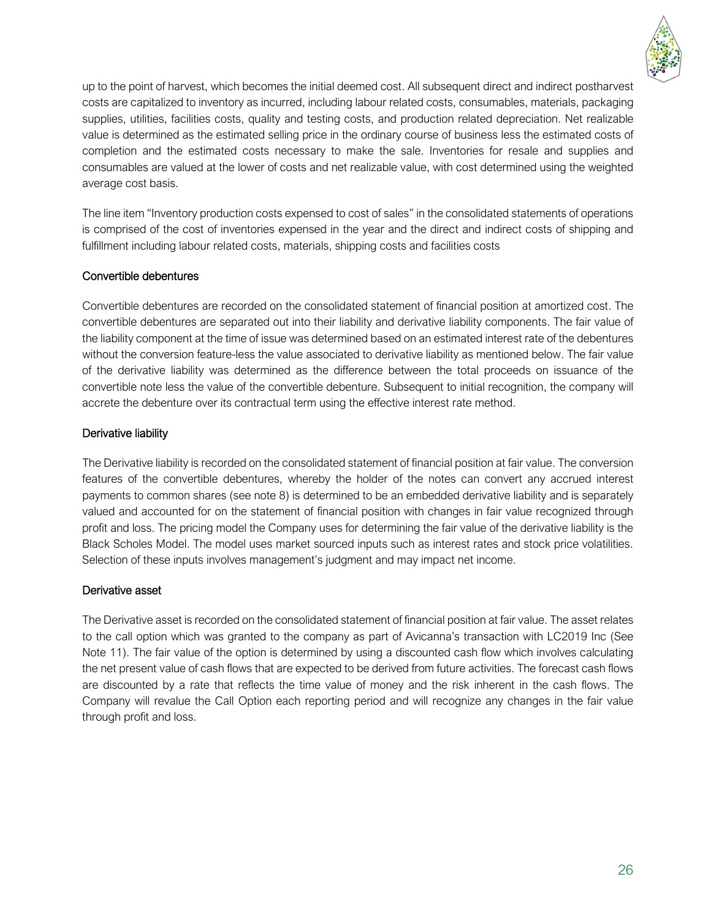up to the point of harvest, which becomes the initial deemed cost. All subsequent direct and indirect postharvest costs are capitalized to inventory as incurred, including labour related costs, consumables, materials, packaging supplies, utilities, facilities costs, quality and testing costs, and production related depreciation. Net realizable value is determined as the estimated selling price in the ordinary course of business less the estimated costs of completion and the estimated costs necessary to make the sale. Inventories for resale and supplies and consumables are valued at the lower of costs and net realizable value, with cost determined using the weighted average cost basis.

The line item "Inventory production costs expensed to cost of sales" in the consolidated statements of operations is comprised of the cost of inventories expensed in the year and the direct and indirect costs of shipping and fulfillment including labour related costs, materials, shipping costs and facilities costs

### Convertible debentures

Convertible debentures are recorded on the consolidated statement of financial position at amortized cost. The convertible debentures are separated out into their liability and derivative liability components. The fair value of the liability component at the time of issue was determined based on an estimated interest rate of the debentures without the conversion feature-less the value associated to derivative liability as mentioned below. The fair value of the derivative liability was determined as the difference between the total proceeds on issuance of the convertible note less the value of the convertible debenture. Subsequent to initial recognition, the company will accrete the debenture over its contractual term using the effective interest rate method.

### Derivative liability

The Derivative liability is recorded on the consolidated statement of financial position at fair value. The conversion features of the convertible debentures, whereby the holder of the notes can convert any accrued interest payments to common shares (see note 8) is determined to be an embedded derivative liability and is separately valued and accounted for on the statement of financial position with changes in fair value recognized through profit and loss. The pricing model the Company uses for determining the fair value of the derivative liability is the Black Scholes Model. The model uses market sourced inputs such as interest rates and stock price volatilities. Selection of these inputs involves management's judgment and may impact net income.

### Derivative asset

The Derivative asset is recorded on the consolidated statement of financial position at fair value. The asset relates to the call option which was granted to the company as part of Avicanna's transaction with LC2019 Inc (See Note 11). The fair value of the option is determined by using a discounted cash flow which involves calculating the net present value of cash flows that are expected to be derived from future activities. The forecast cash flows are discounted by a rate that reflects the time value of money and the risk inherent in the cash flows. The Company will revalue the Call Option each reporting period and will recognize any changes in the fair value through profit and loss.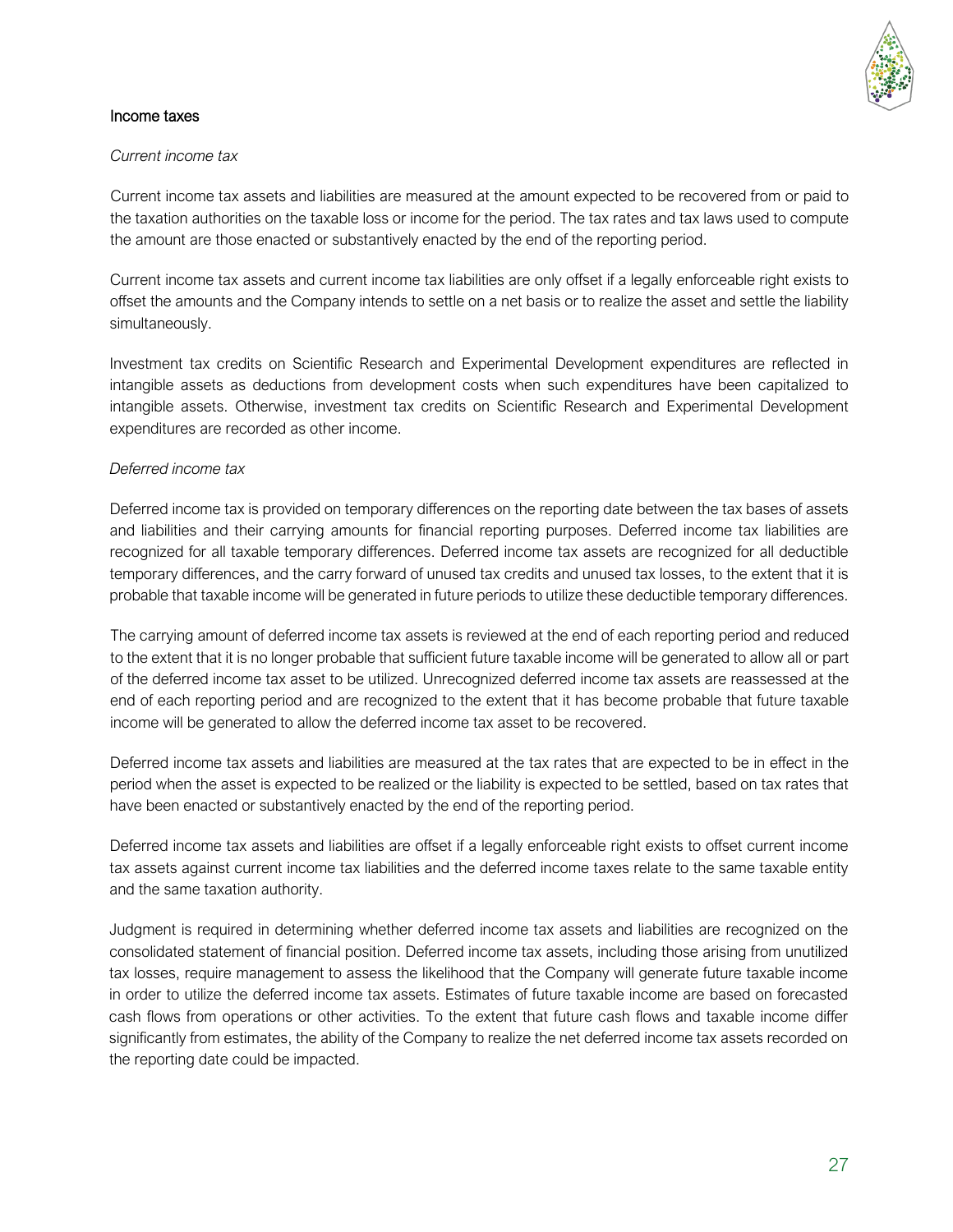### Income taxes

*Current income tax*

Current income tax assets and liabilities are measured at the amount expected to be recovered from or paid to the taxation authorities on the taxable loss or income for the period. The tax rates and tax laws used to compute the amount are those enacted or substantively enacted by the end of the reporting period.

Current income tax assets and current income tax liabilities are only offset if a legally enforceable right exists to offset the amounts and the Company intends to settle on a net basis or to realize the asset and settle the liability simultaneously.

Investment tax credits on Scientific Research and Experimental Development expenditures are reflected in intangible assets as deductions from development costs when such expenditures have been capitalized to intangible assets. Otherwise, investment tax credits on Scientific Research and Experimental Development expenditures are recorded as other income.

*Deferred income tax*

Deferred income tax is provided on temporary differences on the reporting date between the tax bases of assets and liabilities and their carrying amounts for financial reporting purposes. Deferred income tax liabilities are recognized for all taxable temporary differences. Deferred income tax assets are recognized for all deductible temporary differences, and the carry forward of unused tax credits and unused tax losses, to the extent that it is probable that taxable income will be generated in future periods to utilize these deductible temporary differences.

The carrying amount of deferred income tax assets is reviewed at the end of each reporting period and reduced to the extent that it is no longer probable that sufficient future taxable income will be generated to allow all or part of the deferred income tax asset to be utilized. Unrecognized deferred income tax assets are reassessed at the end of each reporting period and are recognized to the extent that it has become probable that future taxable income will be generated to allow the deferred income tax asset to be recovered.

Deferred income tax assets and liabilities are measured at the tax rates that are expected to be in effect in the period when the asset is expected to be realized or the liability is expected to be settled, based on tax rates that have been enacted or substantively enacted by the end of the reporting period.

Deferred income tax assets and liabilities are offset if a legally enforceable right exists to offset current income tax assets against current income tax liabilities and the deferred income taxes relate to the same taxable entity and the same taxation authority.

Judgment is required in determining whether deferred income tax assets and liabilities are recognized on the consolidated statement of financial position. Deferred income tax assets, including those arising from unutilized tax losses, require management to assess the likelihood that the Company will generate future taxable income in order to utilize the deferred income tax assets. Estimates of future taxable income are based on forecasted cash flows from operations or other activities. To the extent that future cash flows and taxable income differ significantly from estimates, the ability of the Company to realize the net deferred income tax assets recorded on the reporting date could be impacted.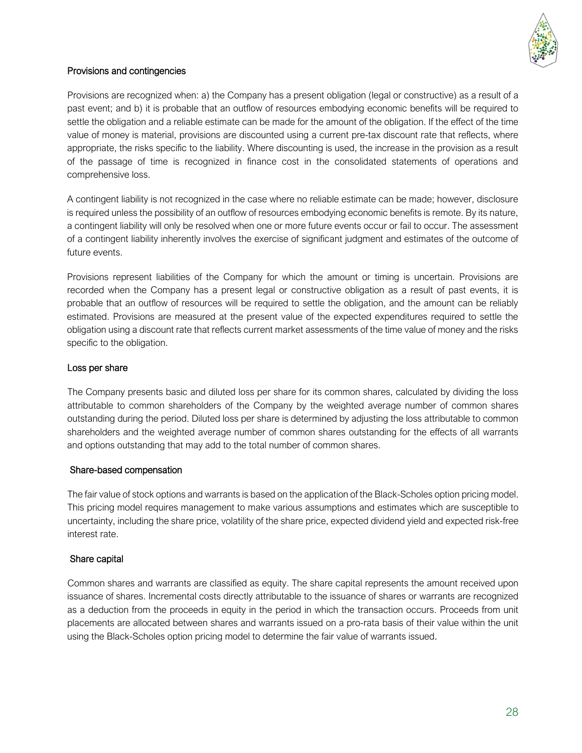### Provisions and contingencies

Provisions are recognized when: a) the Company has a present obligation (legal or constructive) as a result of a past event; and b) it is probable that an outflow of resources embodying economic benefits will be required to settle the obligation and a reliable estimate can be made for the amount of the obligation. If the effect of the time value of money is material, provisions are discounted using a current pre-tax discount rate that reflects, where appropriate, the risks specific to the liability. Where discounting is used, the increase in the provision as a result of the passage of time is recognized in finance cost in the consolidated statements of operations and comprehensive loss.

A contingent liability is not recognized in the case where no reliable estimate can be made; however, disclosure is required unless the possibility of an outflow of resources embodying economic benefits is remote. By its nature, a contingent liability will only be resolved when one or more future events occur or fail to occur. The assessment of a contingent liability inherently involves the exercise of significant judgment and estimates of the outcome of future events.

Provisions represent liabilities of the Company for which the amount or timing is uncertain. Provisions are recorded when the Company has a present legal or constructive obligation as a result of past events, it is probable that an outflow of resources will be required to settle the obligation, and the amount can be reliably estimated. Provisions are measured at the present value of the expected expenditures required to settle the obligation using a discount rate that reflects current market assessments of the time value of money and the risks specific to the obligation.

### Loss per share

The Company presents basic and diluted loss per share for its common shares, calculated by dividing the loss attributable to common shareholders of the Company by the weighted average number of common shares outstanding during the period. Diluted loss per share is determined by adjusting the loss attributable to common shareholders and the weighted average number of common shares outstanding for the effects of all warrants and options outstanding that may add to the total number of common shares.

### Share-based compensation

The fair value of stock options and warrants is based on the application of the Black-Scholes option pricing model. This pricing model requires management to make various assumptions and estimates which are susceptible to uncertainty, including the share price, volatility of the share price, expected dividend yield and expected risk-free interest rate.

### Share capital

Common shares and warrants are classified as equity. The share capital represents the amount received upon issuance of shares. Incremental costs directly attributable to the issuance of shares or warrants are recognized as a deduction from the proceeds in equity in the period in which the transaction occurs. Proceeds from unit placements are allocated between shares and warrants issued on a pro-rata basis of their value within the unit using the Black-Scholes option pricing model to determine the fair value of warrants issued.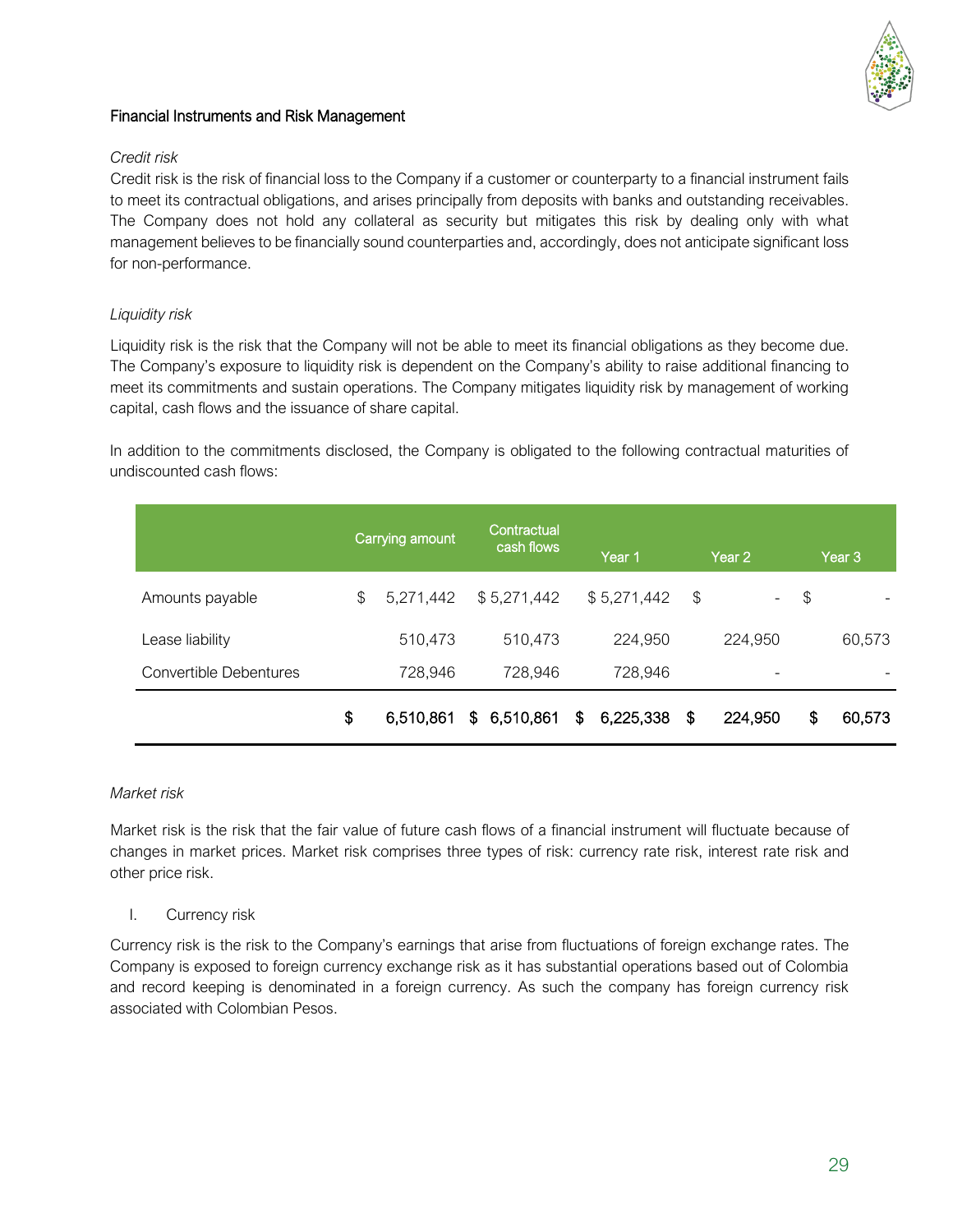## Financial Instruments and Risk Management

*Credit risk*

Credit risk is the risk of financial loss to the Company if a customer or counterparty to a financial instrument fails to meet its contractual obligations, and arises principally from deposits with banks and outstanding receivables. The Company does not hold any collateral as security but mitigates this risk by dealing only with what management believes to be financially sound counterparties and, accordingly, does not anticipate significant loss for non-performance.

*Liquidity risk*

Liquidity risk is the risk that the Company will not be able to meet its financial obligations as they become due. The Company's exposure to liquidity risk is dependent on the Company's ability to raise additional financing to meet its commitments and sustain operations. The Company mitigates liquidity risk by management of working capital, cash flows and the issuance of share capital.

In addition to the commitments disclosed, the Company is obligated to the following contractual maturities of undiscounted cash flows:

| | Carrying amount | Contractual cash flows | Year 1 | Year 2 | Year 3 |
|---|---|---|---|---|---|
| Amounts payable | $ 5,271,442 | $ 5,271,442 | $ 5,271,442 | $ - | $ - |
| Lease liability | 510,473 | 510,473 | 224,950 | 224,950 | 60,573 |
| Convertible Debentures | 728,946 | 728,946 | 728,946 | - | - |
| | **$ 6,510,861** | **$ 6,510,861** | **$ 6,225,338** | **$ 224,950** | **$ 60,573** |

*Market risk*

Market risk is the risk that the fair value of future cash flows of a financial instrument will fluctuate because of changes in market prices. Market risk comprises three types of risk: currency rate risk, interest rate risk and other price risk.

I. Currency risk

Currency risk is the risk to the Company's earnings that arise from fluctuations of foreign exchange rates. The Company is exposed to foreign currency exchange risk as it has substantial operations based out of Colombia and record keeping is denominated in a foreign currency. As such the company has foreign currency risk associated with Colombian Pesos.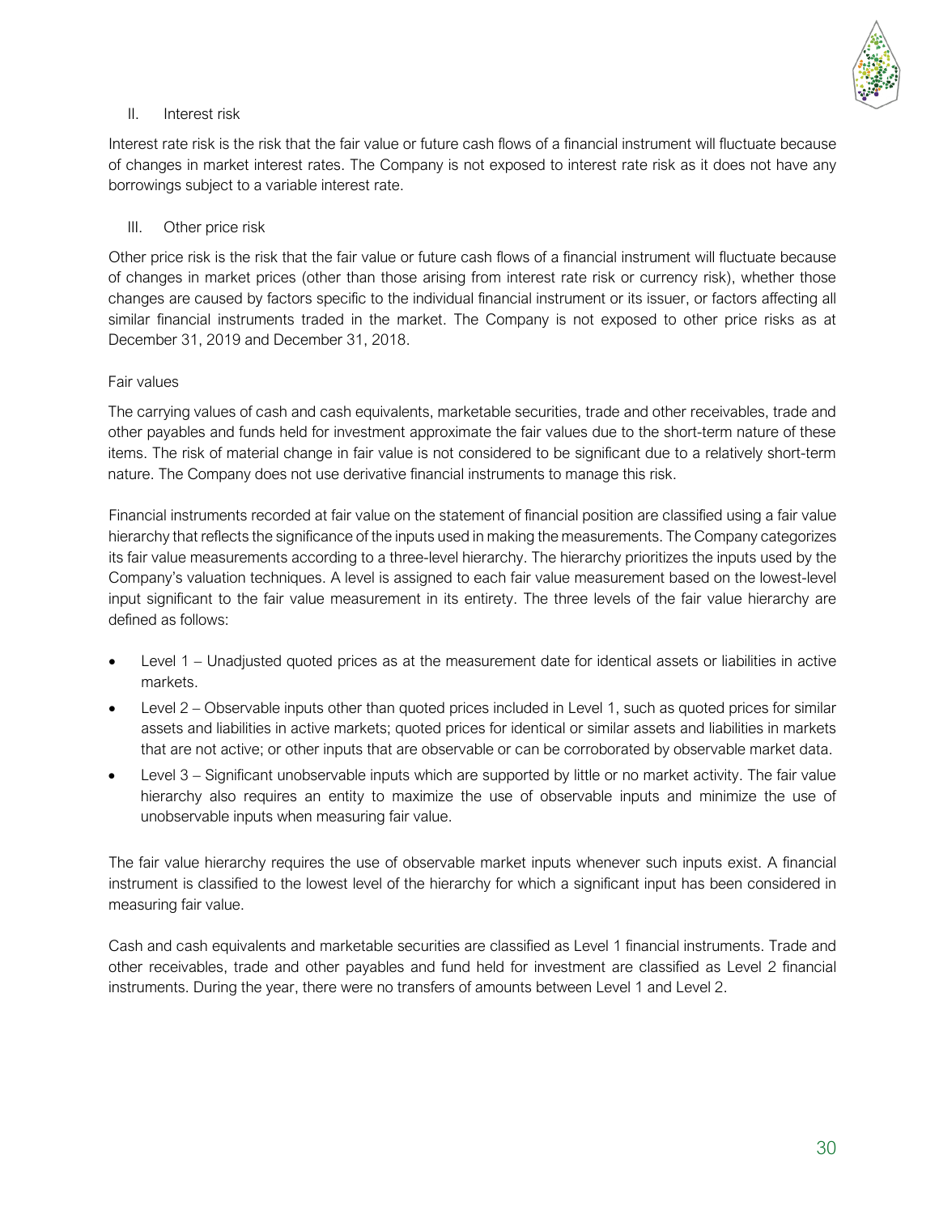II. Interest risk

Interest rate risk is the risk that the fair value or future cash flows of a financial instrument will fluctuate because of changes in market interest rates. The Company is not exposed to interest rate risk as it does not have any borrowings subject to a variable interest rate.

III. Other price risk

Other price risk is the risk that the fair value or future cash flows of a financial instrument will fluctuate because of changes in market prices (other than those arising from interest rate risk or currency risk), whether those changes are caused by factors specific to the individual financial instrument or its issuer, or factors affecting all similar financial instruments traded in the market. The Company is not exposed to other price risks as at December 31, 2019 and December 31, 2018.

Fair values

The carrying values of cash and cash equivalents, marketable securities, trade and other receivables, trade and other payables and funds held for investment approximate the fair values due to the short-term nature of these items. The risk of material change in fair value is not considered to be significant due to a relatively short-term nature. The Company does not use derivative financial instruments to manage this risk.

Financial instruments recorded at fair value on the statement of financial position are classified using a fair value hierarchy that reflects the significance of the inputs used in making the measurements. The Company categorizes its fair value measurements according to a three-level hierarchy. The hierarchy prioritizes the inputs used by the Company's valuation techniques. A level is assigned to each fair value measurement based on the lowest-level input significant to the fair value measurement in its entirety. The three levels of the fair value hierarchy are defined as follows:

- Level 1 – Unadjusted quoted prices as at the measurement date for identical assets or liabilities in active markets.
- Level 2 – Observable inputs other than quoted prices included in Level 1, such as quoted prices for similar assets and liabilities in active markets; quoted prices for identical or similar assets and liabilities in markets that are not active; or other inputs that are observable or can be corroborated by observable market data.
- Level 3 – Significant unobservable inputs which are supported by little or no market activity. The fair value hierarchy also requires an entity to maximize the use of observable inputs and minimize the use of unobservable inputs when measuring fair value.

The fair value hierarchy requires the use of observable market inputs whenever such inputs exist. A financial instrument is classified to the lowest level of the hierarchy for which a significant input has been considered in measuring fair value.

Cash and cash equivalents and marketable securities are classified as Level 1 financial instruments. Trade and other receivables, trade and other payables and fund held for investment are classified as Level 2 financial instruments. During the year, there were no transfers of amounts between Level 1 and Level 2.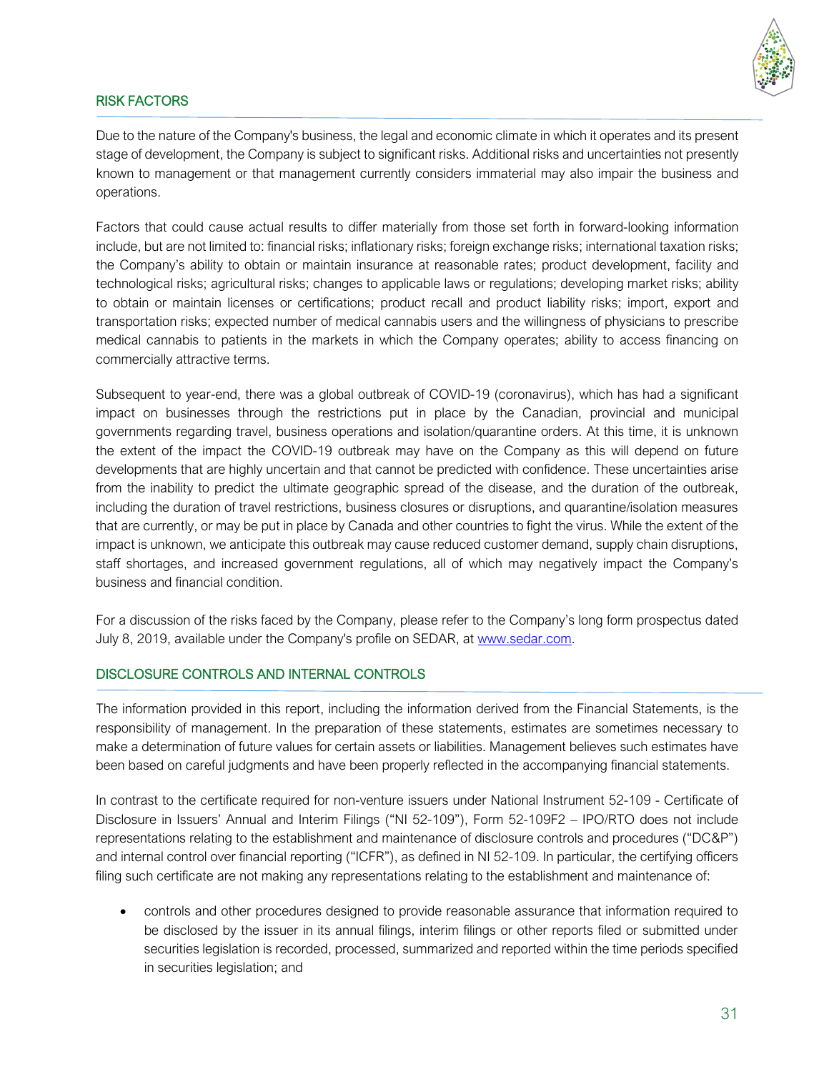## RISK FACTORS

Due to the nature of the Company's business, the legal and economic climate in which it operates and its present stage of development, the Company is subject to significant risks. Additional risks and uncertainties not presently known to management or that management currently considers immaterial may also impair the business and operations.

Factors that could cause actual results to differ materially from those set forth in forward-looking information include, but are not limited to: financial risks; inflationary risks; foreign exchange risks; international taxation risks; the Company's ability to obtain or maintain insurance at reasonable rates; product development, facility and technological risks; agricultural risks; changes to applicable laws or regulations; developing market risks; ability to obtain or maintain licenses or certifications; product recall and product liability risks; import, export and transportation risks; expected number of medical cannabis users and the willingness of physicians to prescribe medical cannabis to patients in the markets in which the Company operates; ability to access financing on commercially attractive terms.

Subsequent to year-end, there was a global outbreak of COVID-19 (coronavirus), which has had a significant impact on businesses through the restrictions put in place by the Canadian, provincial and municipal governments regarding travel, business operations and isolation/quarantine orders. At this time, it is unknown the extent of the impact the COVID-19 outbreak may have on the Company as this will depend on future developments that are highly uncertain and that cannot be predicted with confidence. These uncertainties arise from the inability to predict the ultimate geographic spread of the disease, and the duration of the outbreak, including the duration of travel restrictions, business closures or disruptions, and quarantine/isolation measures that are currently, or may be put in place by Canada and other countries to fight the virus. While the extent of the impact is unknown, we anticipate this outbreak may cause reduced customer demand, supply chain disruptions, staff shortages, and increased government regulations, all of which may negatively impact the Company's business and financial condition.

For a discussion of the risks faced by the Company, please refer to the Company's long form prospectus dated July 8, 2019, available under the Company's profile on SEDAR, at www.sedar.com.

## DISCLOSURE CONTROLS AND INTERNAL CONTROLS

The information provided in this report, including the information derived from the Financial Statements, is the responsibility of management. In the preparation of these statements, estimates are sometimes necessary to make a determination of future values for certain assets or liabilities. Management believes such estimates have been based on careful judgments and have been properly reflected in the accompanying financial statements.

In contrast to the certificate required for non-venture issuers under National Instrument 52-109 - Certificate of Disclosure in Issuers' Annual and Interim Filings ("NI 52-109"), Form 52-109F2 – IPO/RTO does not include representations relating to the establishment and maintenance of disclosure controls and procedures ("DC&P") and internal control over financial reporting ("ICFR"), as defined in NI 52-109. In particular, the certifying officers filing such certificate are not making any representations relating to the establishment and maintenance of:

- controls and other procedures designed to provide reasonable assurance that information required to be disclosed by the issuer in its annual filings, interim filings or other reports filed or submitted under securities legislation is recorded, processed, summarized and reported within the time periods specified in securities legislation; and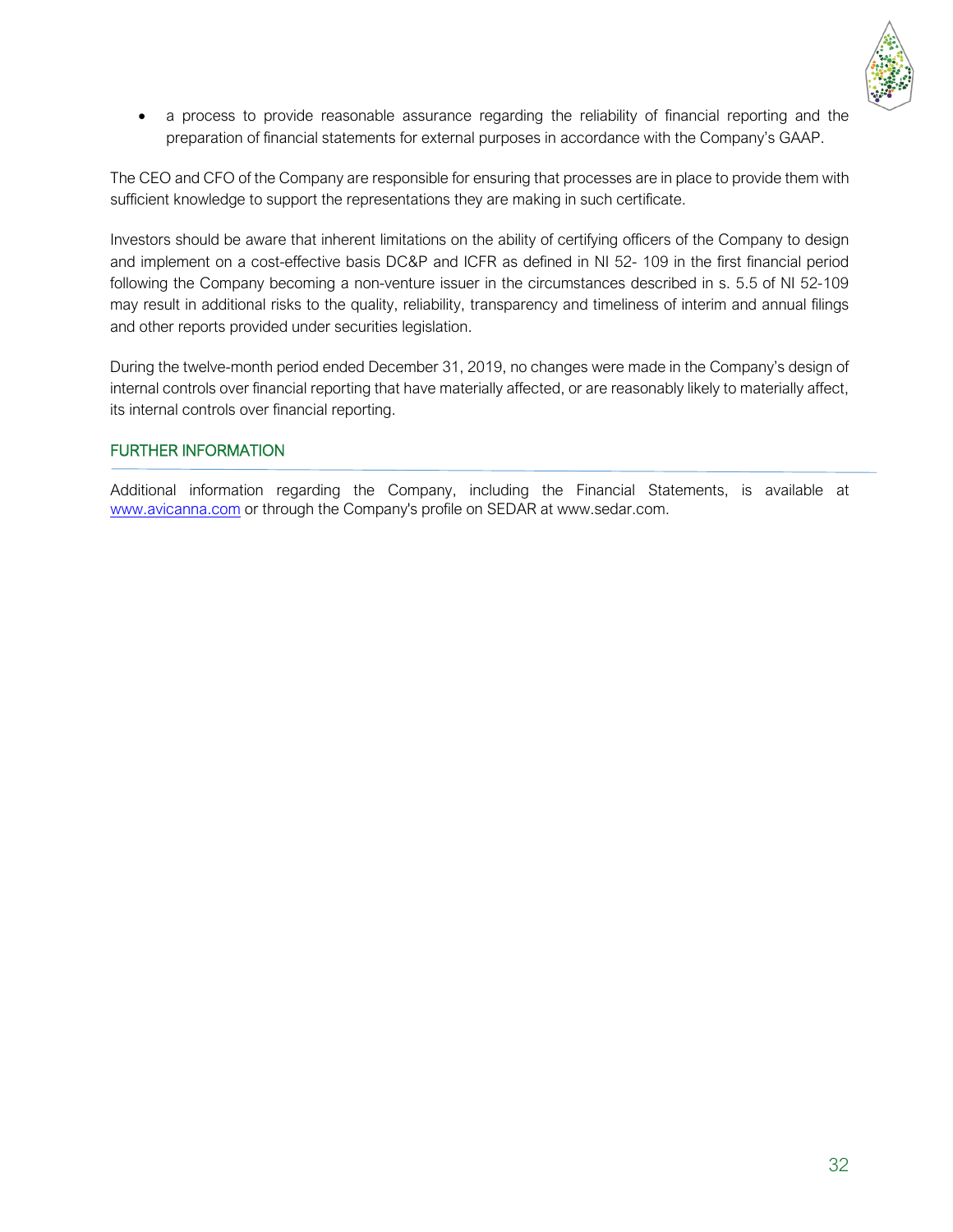- a process to provide reasonable assurance regarding the reliability of financial reporting and the preparation of financial statements for external purposes in accordance with the Company's GAAP.

The CEO and CFO of the Company are responsible for ensuring that processes are in place to provide them with sufficient knowledge to support the representations they are making in such certificate.

Investors should be aware that inherent limitations on the ability of certifying officers of the Company to design and implement on a cost-effective basis DC&P and ICFR as defined in NI 52- 109 in the first financial period following the Company becoming a non-venture issuer in the circumstances described in s. 5.5 of NI 52-109 may result in additional risks to the quality, reliability, transparency and timeliness of interim and annual filings and other reports provided under securities legislation.

During the twelve-month period ended December 31, 2019, no changes were made in the Company's design of internal controls over financial reporting that have materially affected, or are reasonably likely to materially affect, its internal controls over financial reporting.

## FURTHER INFORMATION

Additional information regarding the Company, including the Financial Statements, is available at www.avicanna.com or through the Company's profile on SEDAR at www.sedar.com.